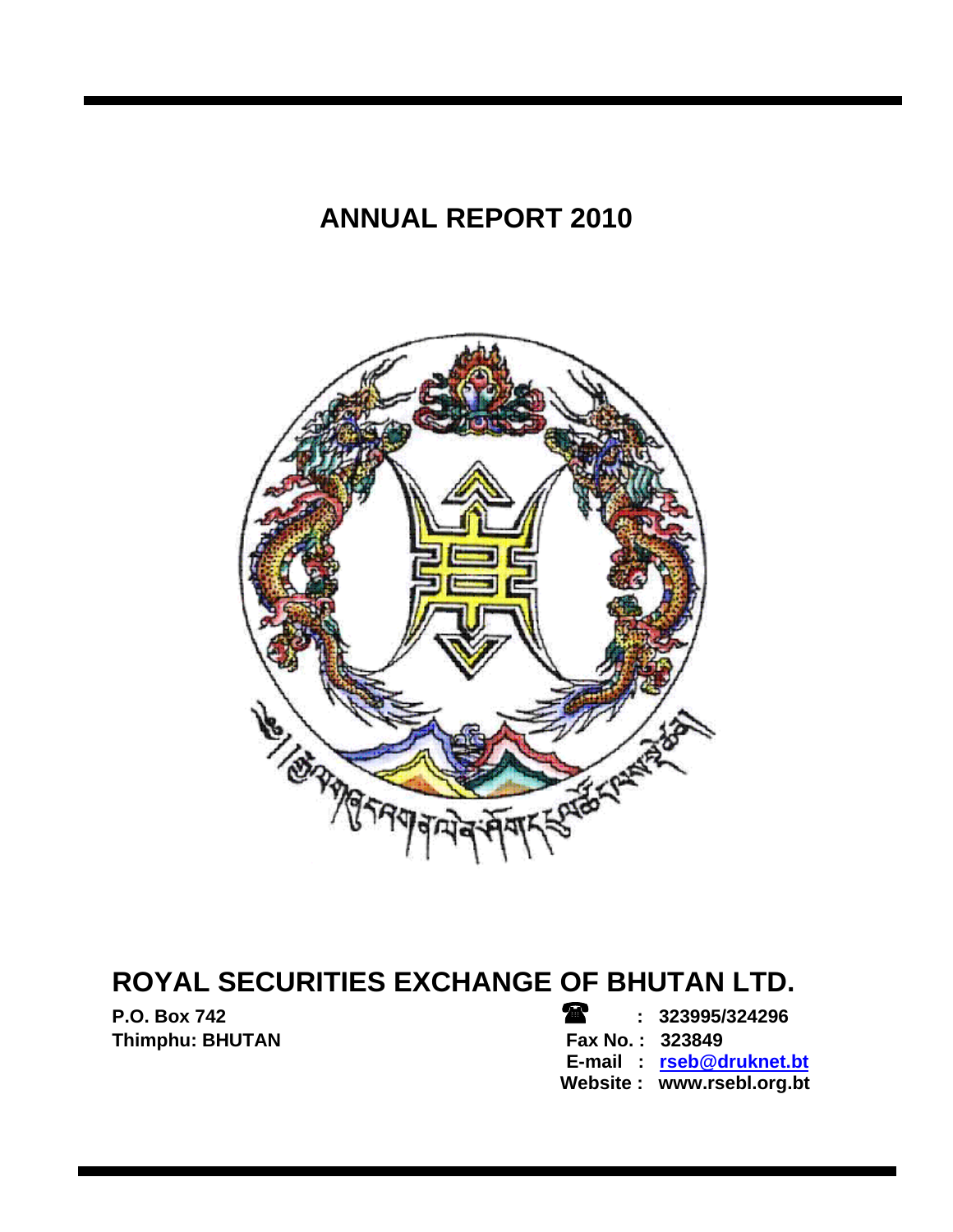# ANNUAL REPORT 2010

## ROYAL SECURITIES EXCHANGE OF BHUTAN LTD.

**P.O. Box 742**
**Thimphu: BHUTAN**

**☎ : 323995/324296**
**Fax No. : 323849**
**E-mail : rseb@druknet.bt**
**Website : www.rsebl.org.bt**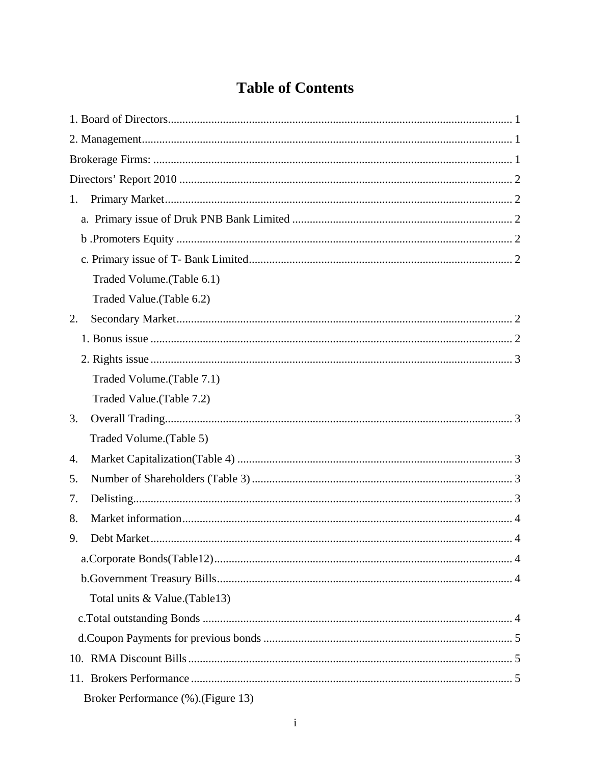# Table of Contents

1. Board of Directors ........................................................................................................ 1
2. Management ................................................................................................................ 1
Brokerage Firms: ............................................................................................................ 1
Directors' Report 2010 .................................................................................................... 2
1. Primary Market ............................................................................................................ 2
    a. Primary issue of Druk PNB Bank Limited .............................................................. 2
    b .Promoters Equity ...................................................................................................... 2
    c. Primary issue of T- Bank Limited ............................................................................ 2
        Traded Volume.(Table 6.1)
        Traded Value.(Table 6.2)
2. Secondary Market ........................................................................................................ 2
    1. Bonus issue ............................................................................................................. 2
    2. Rights issue ............................................................................................................. 3
        Traded Volume.(Table 7.1)
        Traded Value.(Table 7.2)
3. Overall Trading ............................................................................................................ 3
    Traded Volume.(Table 5)
4. Market Capitalization(Table 4) .................................................................................... 3
5. Number of Shareholders (Table 3) ............................................................................... 3
7. Delisting ....................................................................................................................... 3
8. Market information ...................................................................................................... 4
9. Debt Market ................................................................................................................. 4
    a.Corporate Bonds(Table12) ........................................................................................ 4
    b.Government Treasury Bills ....................................................................................... 4
        Total units & Value.(Table13)
    c.Total outstanding Bonds ............................................................................................ 4
    d.Coupon Payments for previous bonds ...................................................................... 5
10. RMA Discount Bills ................................................................................................... 5
11. Brokers Performance .................................................................................................. 5
    Broker Performance (%).(Figure 13)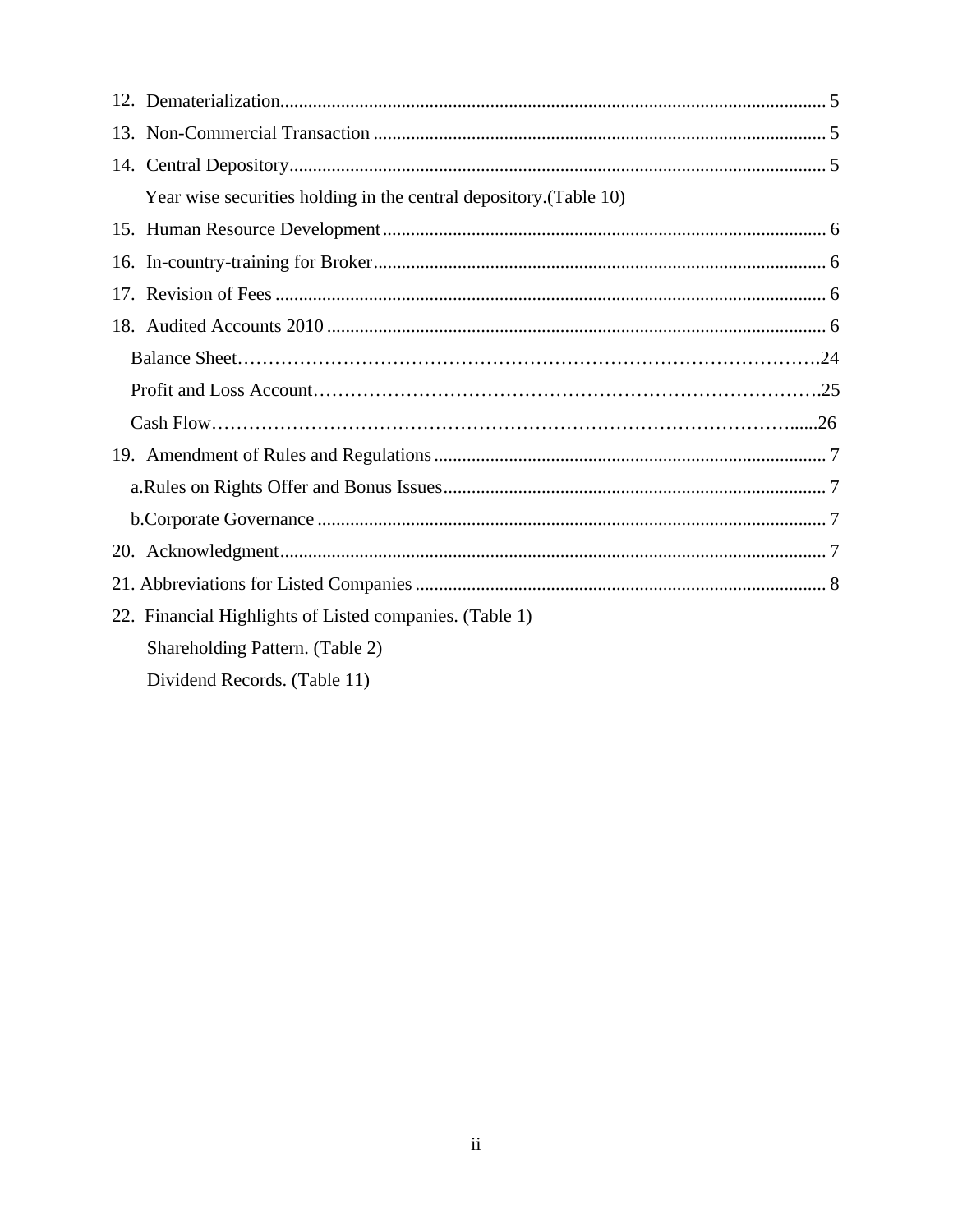12. Dematerialization.................................................................................................................... 5
13. Non-Commercial Transaction ................................................................................................. 5
14. Central Depository................................................................................................................... 5
    Year wise securities holding in the central depository.(Table 10)
15. Human Resource Development .............................................................................................. 6
16. In-country-training for Broker................................................................................................ 6
17. Revision of Fees ...................................................................................................................... 6
18. Audited Accounts 2010 ........................................................................................................... 6
    Balance Sheet……………………………………………………………………………….24
    Profit and Loss Account…………………………………………………………………….25
    Cash Flow…………………………………………………………………………….......26
19. Amendment of Rules and Regulations .................................................................................... 7
    a.Rules on Rights Offer and Bonus Issues.................................................................................. 7
    b.Corporate Governance ............................................................................................................ 7
20. Acknowledgment..................................................................................................................... 7
21. Abbreviations for Listed Companies ....................................................................................... 8
22. Financial Highlights of Listed companies. (Table 1)
    Shareholding Pattern. (Table 2)
    Dividend Records. (Table 11)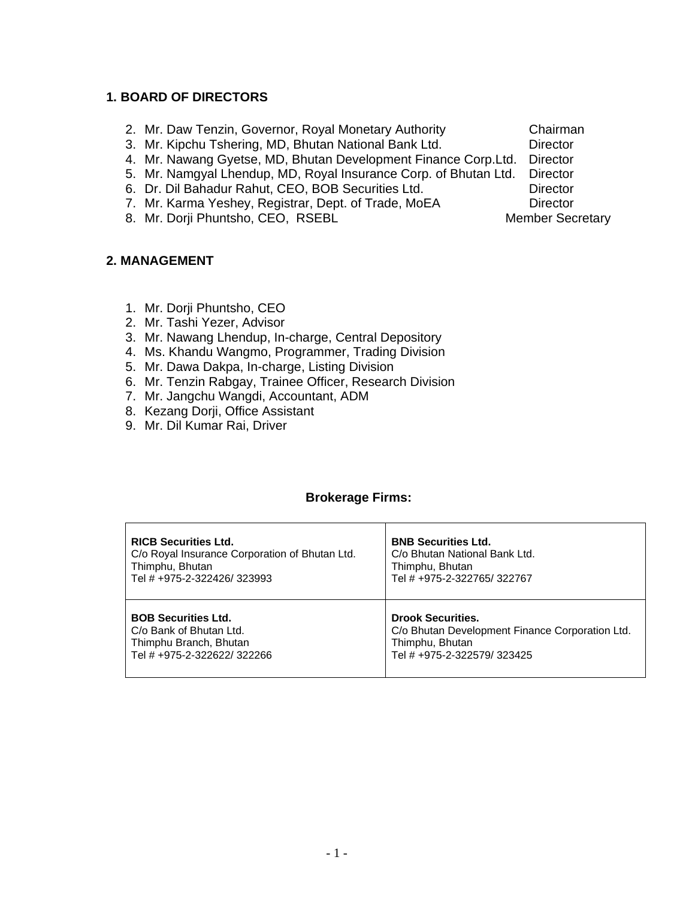## 1. BOARD OF DIRECTORS

2. Mr. Daw Tenzin, Governor, Royal Monetary Authority — Chairman
3. Mr. Kipchu Tshering, MD, Bhutan National Bank Ltd. — Director
4. Mr. Nawang Gyetse, MD, Bhutan Development Finance Corp.Ltd. — Director
5. Mr. Namgyal Lhendup, MD, Royal Insurance Corp. of Bhutan Ltd. — Director
6. Dr. Dil Bahadur Rahut, CEO, BOB Securities Ltd. — Director
7. Mr. Karma Yeshey, Registrar, Dept. of Trade, MoEA — Director
8. Mr. Dorji Phuntsho, CEO, RSEBL — Member Secretary

## 2. MANAGEMENT

1. Mr. Dorji Phuntsho, CEO
2. Mr. Tashi Yezer, Advisor
3. Mr. Nawang Lhendup, In-charge, Central Depository
4. Ms. Khandu Wangmo, Programmer, Trading Division
5. Mr. Dawa Dakpa, In-charge, Listing Division
6. Mr. Tenzin Rabgay, Trainee Officer, Research Division
7. Mr. Jangchu Wangdi, Accountant, ADM
8. Kezang Dorji, Office Assistant
9. Mr. Dil Kumar Rai, Driver

### Brokerage Firms:

| | |
|---|---|
| **RICB Securities Ltd.**<br>C/o Royal Insurance Corporation of Bhutan Ltd.<br>Thimphu, Bhutan<br>Tel # +975-2-322426/ 323993 | **BNB Securities Ltd.**<br>C/o Bhutan National Bank Ltd.<br>Thimphu, Bhutan<br>Tel # +975-2-322765/ 322767 |
| **BOB Securities Ltd.**<br>C/o Bank of Bhutan Ltd.<br>Thimphu Branch, Bhutan<br>Tel # +975-2-322622/ 322266 | **Drook Securities.**<br>C/o Bhutan Development Finance Corporation Ltd.<br>Thimphu, Bhutan<br>Tel # +975-2-322579/ 323425 |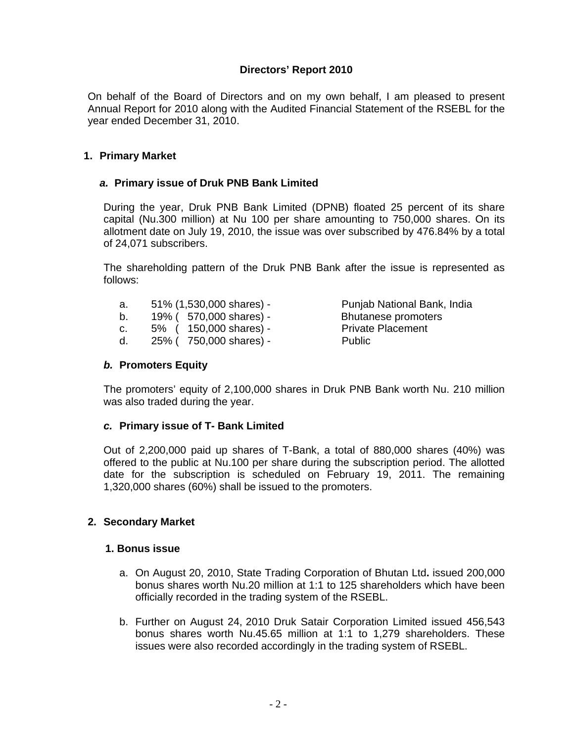# Directors' Report 2010

On behalf of the Board of Directors and on my own behalf, I am pleased to present Annual Report for 2010 along with the Audited Financial Statement of the RSEBL for the year ended December 31, 2010.

## 1. Primary Market

### *a.* Primary issue of Druk PNB Bank Limited

During the year, Druk PNB Bank Limited (DPNB) floated 25 percent of its share capital (Nu.300 million) at Nu 100 per share amounting to 750,000 shares. On its allotment date on July 19, 2010, the issue was over subscribed by 476.84% by a total of 24,071 subscribers.

The shareholding pattern of the Druk PNB Bank after the issue is represented as follows:

a. 51% (1,530,000 shares) - Punjab National Bank, India
b. 19% ( 570,000 shares) - Bhutanese promoters
c. 5% ( 150,000 shares) - Private Placement
d. 25% ( 750,000 shares) - Public

### *b.* Promoters Equity

The promoters' equity of 2,100,000 shares in Druk PNB Bank worth Nu. 210 million was also traded during the year.

### *c.* Primary issue of T- Bank Limited

Out of 2,200,000 paid up shares of T-Bank, a total of 880,000 shares (40%) was offered to the public at Nu.100 per share during the subscription period. The allotted date for the subscription is scheduled on February 19, 2011. The remaining 1,320,000 shares (60%) shall be issued to the promoters.

## 2. Secondary Market

### 1. Bonus issue

a. On August 20, 2010, State Trading Corporation of Bhutan Ltd**.** issued 200,000 bonus shares worth Nu.20 million at 1:1 to 125 shareholders which have been officially recorded in the trading system of the RSEBL.

b. Further on August 24, 2010 Druk Satair Corporation Limited issued 456,543 bonus shares worth Nu.45.65 million at 1:1 to 1,279 shareholders. These issues were also recorded accordingly in the trading system of RSEBL.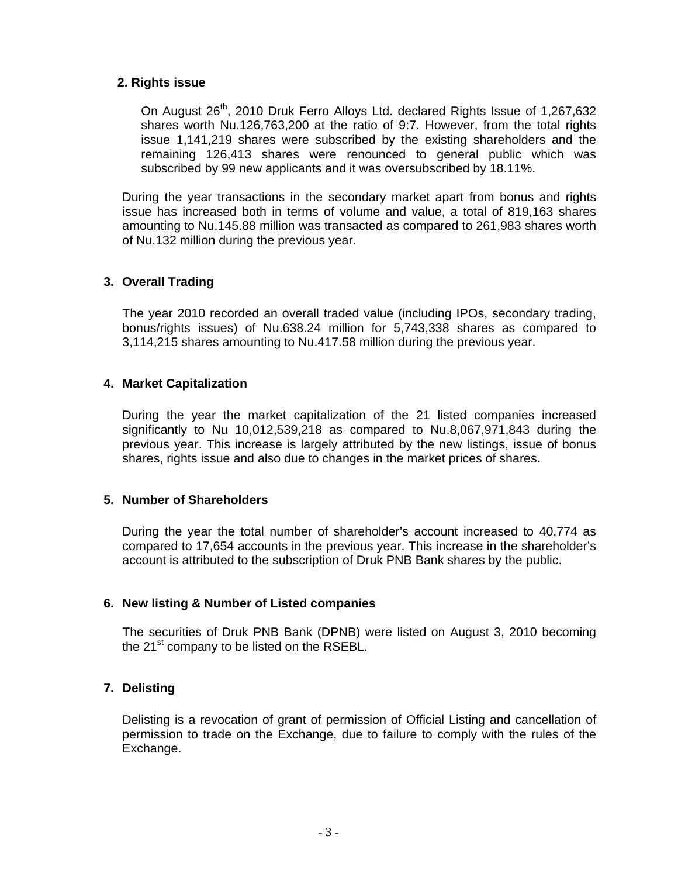### 2. Rights issue

On August 26th, 2010 Druk Ferro Alloys Ltd. declared Rights Issue of 1,267,632 shares worth Nu.126,763,200 at the ratio of 9:7. However, from the total rights issue 1,141,219 shares were subscribed by the existing shareholders and the remaining 126,413 shares were renounced to general public which was subscribed by 99 new applicants and it was oversubscribed by 18.11%.

During the year transactions in the secondary market apart from bonus and rights issue has increased both in terms of volume and value, a total of 819,163 shares amounting to Nu.145.88 million was transacted as compared to 261,983 shares worth of Nu.132 million during the previous year.

### 3. Overall Trading

The year 2010 recorded an overall traded value (including IPOs, secondary trading, bonus/rights issues) of Nu.638.24 million for 5,743,338 shares as compared to 3,114,215 shares amounting to Nu.417.58 million during the previous year.

### 4. Market Capitalization

During the year the market capitalization of the 21 listed companies increased significantly to Nu 10,012,539,218 as compared to Nu.8,067,971,843 during the previous year. This increase is largely attributed by the new listings, issue of bonus shares, rights issue and also due to changes in the market prices of shares**.**

### 5. Number of Shareholders

During the year the total number of shareholder's account increased to 40,774 as compared to 17,654 accounts in the previous year. This increase in the shareholder's account is attributed to the subscription of Druk PNB Bank shares by the public.

### 6. New listing & Number of Listed companies

The securities of Druk PNB Bank (DPNB) were listed on August 3, 2010 becoming the 21st company to be listed on the RSEBL.

### 7. Delisting

Delisting is a revocation of grant of permission of Official Listing and cancellation of permission to trade on the Exchange, due to failure to comply with the rules of the Exchange.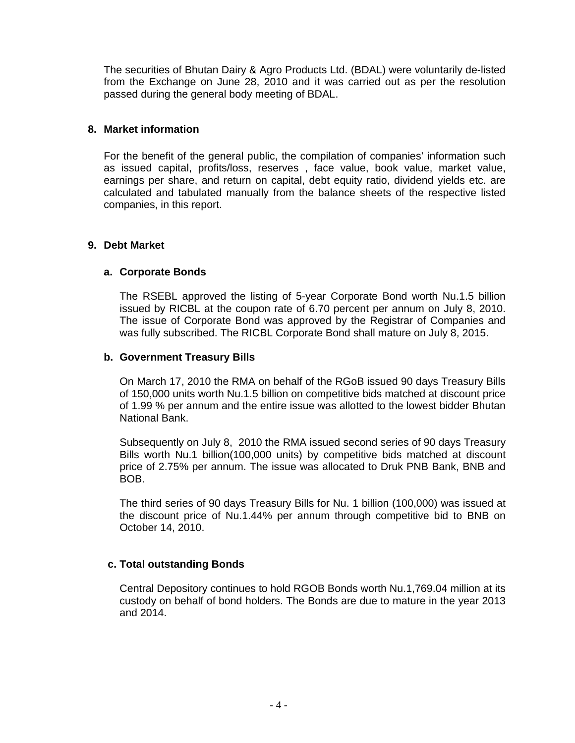The securities of Bhutan Dairy & Agro Products Ltd. (BDAL) were voluntarily de-listed from the Exchange on June 28, 2010 and it was carried out as per the resolution passed during the general body meeting of BDAL.

## 8. Market information

For the benefit of the general public, the compilation of companies' information such as issued capital, profits/loss, reserves , face value, book value, market value, earnings per share, and return on capital, debt equity ratio, dividend yields etc. are calculated and tabulated manually from the balance sheets of the respective listed companies, in this report.

## 9. Debt Market

### a. Corporate Bonds

The RSEBL approved the listing of 5-year Corporate Bond worth Nu.1.5 billion issued by RICBL at the coupon rate of 6.70 percent per annum on July 8, 2010. The issue of Corporate Bond was approved by the Registrar of Companies and was fully subscribed. The RICBL Corporate Bond shall mature on July 8, 2015.

### b. Government Treasury Bills

On March 17, 2010 the RMA on behalf of the RGoB issued 90 days Treasury Bills of 150,000 units worth Nu.1.5 billion on competitive bids matched at discount price of 1.99 % per annum and the entire issue was allotted to the lowest bidder Bhutan National Bank.

Subsequently on July 8, 2010 the RMA issued second series of 90 days Treasury Bills worth Nu.1 billion(100,000 units) by competitive bids matched at discount price of 2.75% per annum. The issue was allocated to Druk PNB Bank, BNB and BOB.

The third series of 90 days Treasury Bills for Nu. 1 billion (100,000) was issued at the discount price of Nu.1.44% per annum through competitive bid to BNB on October 14, 2010.

### c. Total outstanding Bonds

Central Depository continues to hold RGOB Bonds worth Nu.1,769.04 million at its custody on behalf of bond holders. The Bonds are due to mature in the year 2013 and 2014.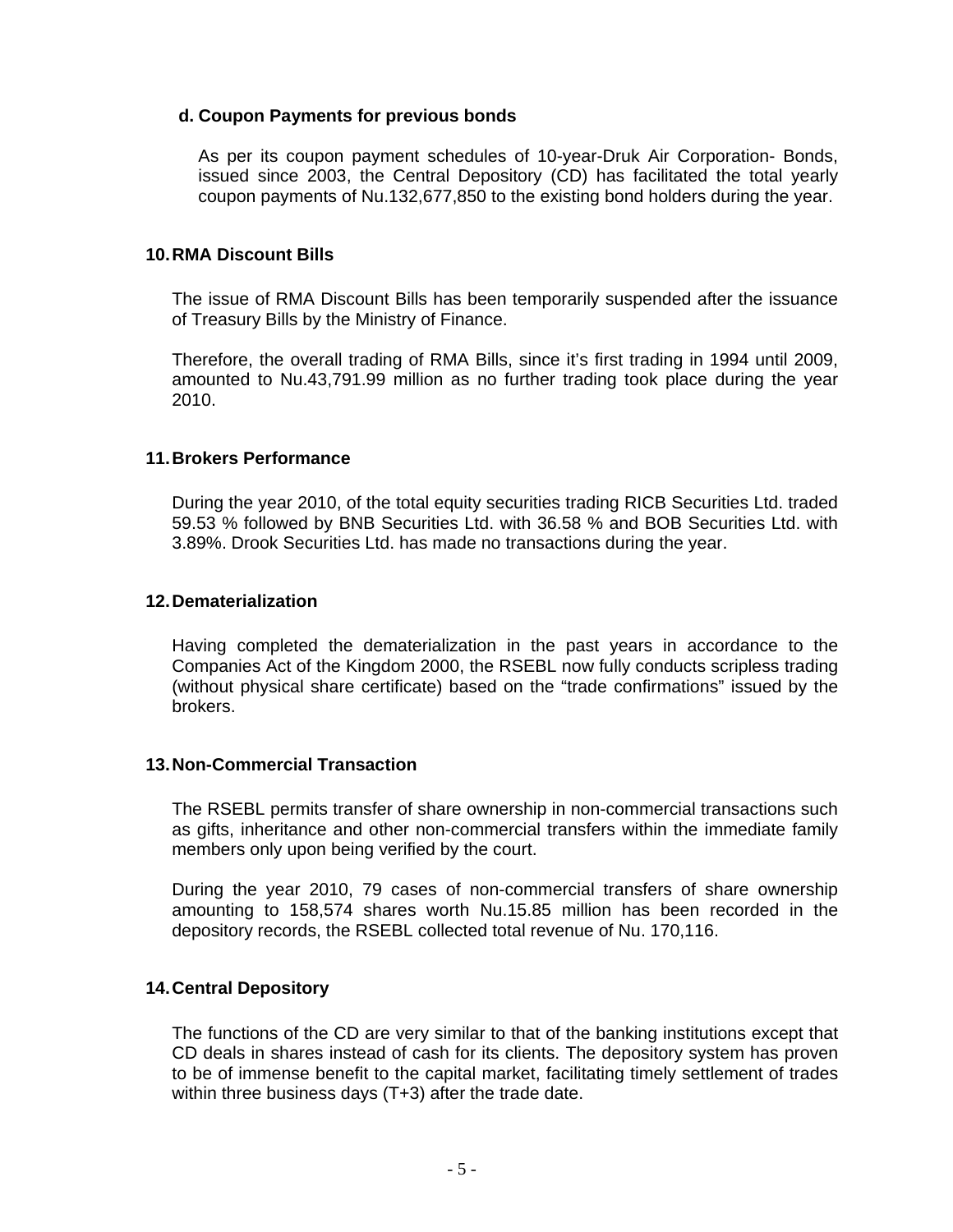### d. Coupon Payments for previous bonds

As per its coupon payment schedules of 10-year-Druk Air Corporation- Bonds, issued since 2003, the Central Depository (CD) has facilitated the total yearly coupon payments of Nu.132,677,850 to the existing bond holders during the year.

## 10. RMA Discount Bills

The issue of RMA Discount Bills has been temporarily suspended after the issuance of Treasury Bills by the Ministry of Finance.

Therefore, the overall trading of RMA Bills, since it's first trading in 1994 until 2009, amounted to Nu.43,791.99 million as no further trading took place during the year 2010.

## 11. Brokers Performance

During the year 2010, of the total equity securities trading RICB Securities Ltd. traded 59.53 % followed by BNB Securities Ltd. with 36.58 % and BOB Securities Ltd. with 3.89%. Drook Securities Ltd. has made no transactions during the year.

## 12. Dematerialization

Having completed the dematerialization in the past years in accordance to the Companies Act of the Kingdom 2000, the RSEBL now fully conducts scripless trading (without physical share certificate) based on the "trade confirmations" issued by the brokers.

## 13. Non-Commercial Transaction

The RSEBL permits transfer of share ownership in non-commercial transactions such as gifts, inheritance and other non-commercial transfers within the immediate family members only upon being verified by the court.

During the year 2010, 79 cases of non-commercial transfers of share ownership amounting to 158,574 shares worth Nu.15.85 million has been recorded in the depository records, the RSEBL collected total revenue of Nu. 170,116.

## 14. Central Depository

The functions of the CD are very similar to that of the banking institutions except that CD deals in shares instead of cash for its clients. The depository system has proven to be of immense benefit to the capital market, facilitating timely settlement of trades within three business days (T+3) after the trade date.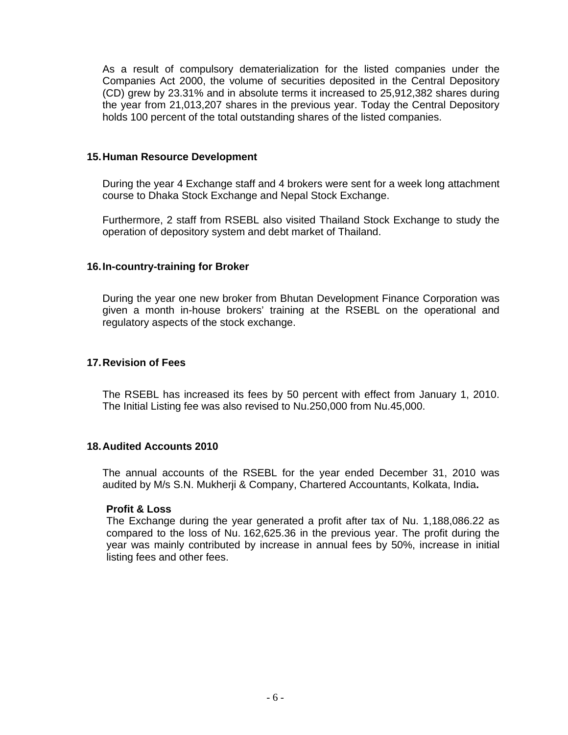As a result of compulsory dematerialization for the listed companies under the Companies Act 2000, the volume of securities deposited in the Central Depository (CD) grew by 23.31% and in absolute terms it increased to 25,912,382 shares during the year from 21,013,207 shares in the previous year. Today the Central Depository holds 100 percent of the total outstanding shares of the listed companies.

## 15. Human Resource Development

During the year 4 Exchange staff and 4 brokers were sent for a week long attachment course to Dhaka Stock Exchange and Nepal Stock Exchange.

Furthermore, 2 staff from RSEBL also visited Thailand Stock Exchange to study the operation of depository system and debt market of Thailand.

## 16. In-country-training for Broker

During the year one new broker from Bhutan Development Finance Corporation was given a month in-house brokers' training at the RSEBL on the operational and regulatory aspects of the stock exchange.

## 17. Revision of Fees

The RSEBL has increased its fees by 50 percent with effect from January 1, 2010. The Initial Listing fee was also revised to Nu.250,000 from Nu.45,000.

## 18. Audited Accounts 2010

The annual accounts of the RSEBL for the year ended December 31, 2010 was audited by M/s S.N. Mukherji & Company, Chartered Accountants, Kolkata, India**.**

**Profit & Loss**

The Exchange during the year generated a profit after tax of Nu. 1,188,086.22 as compared to the loss of Nu. 162,625.36 in the previous year. The profit during the year was mainly contributed by increase in annual fees by 50%, increase in initial listing fees and other fees.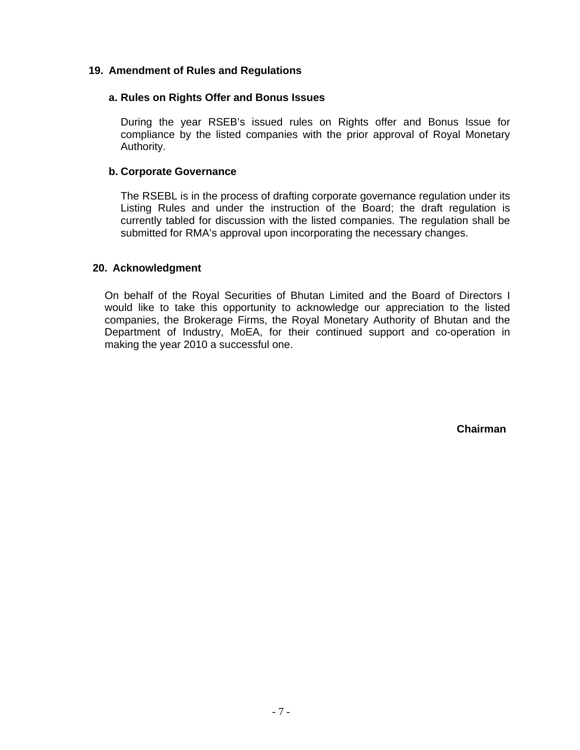## 19. Amendment of Rules and Regulations

### a. Rules on Rights Offer and Bonus Issues

During the year RSEB's issued rules on Rights offer and Bonus Issue for compliance by the listed companies with the prior approval of Royal Monetary Authority.

### b. Corporate Governance

The RSEBL is in the process of drafting corporate governance regulation under its Listing Rules and under the instruction of the Board; the draft regulation is currently tabled for discussion with the listed companies. The regulation shall be submitted for RMA's approval upon incorporating the necessary changes.

## 20. Acknowledgment

On behalf of the Royal Securities of Bhutan Limited and the Board of Directors I would like to take this opportunity to acknowledge our appreciation to the listed companies, the Brokerage Firms, the Royal Monetary Authority of Bhutan and the Department of Industry, MoEA, for their continued support and co-operation in making the year 2010 a successful one.

**Chairman**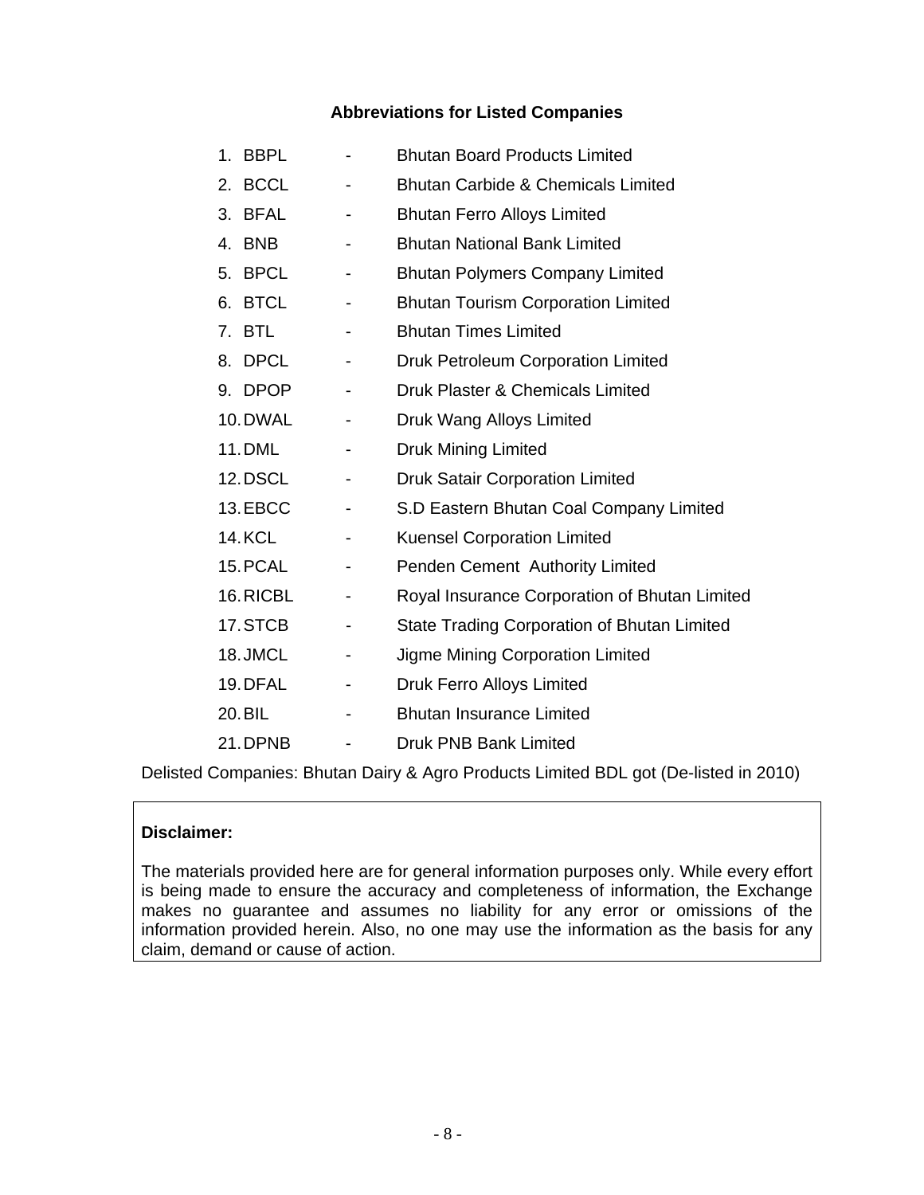## Abbreviations for Listed Companies

1. BBPL - Bhutan Board Products Limited
2. BCCL - Bhutan Carbide & Chemicals Limited
3. BFAL - Bhutan Ferro Alloys Limited
4. BNB - Bhutan National Bank Limited
5. BPCL - Bhutan Polymers Company Limited
6. BTCL - Bhutan Tourism Corporation Limited
7. BTL - Bhutan Times Limited
8. DPCL - Druk Petroleum Corporation Limited
9. DPOP - Druk Plaster & Chemicals Limited
10. DWAL - Druk Wang Alloys Limited
11. DML - Druk Mining Limited
12. DSCL - Druk Satair Corporation Limited
13. EBCC - S.D Eastern Bhutan Coal Company Limited
14. KCL - Kuensel Corporation Limited
15. PCAL - Penden Cement Authority Limited
16. RICBL - Royal Insurance Corporation of Bhutan Limited
17. STCB - State Trading Corporation of Bhutan Limited
18. JMCL - Jigme Mining Corporation Limited
19. DFAL - Druk Ferro Alloys Limited
20. BIL - Bhutan Insurance Limited
21. DPNB - Druk PNB Bank Limited

Delisted Companies: Bhutan Dairy & Agro Products Limited BDL got (De-listed in 2010)

**Disclaimer:**

The materials provided here are for general information purposes only. While every effort is being made to ensure the accuracy and completeness of information, the Exchange makes no guarantee and assumes no liability for any error or omissions of the information provided herein. Also, no one may use the information as the basis for any claim, demand or cause of action.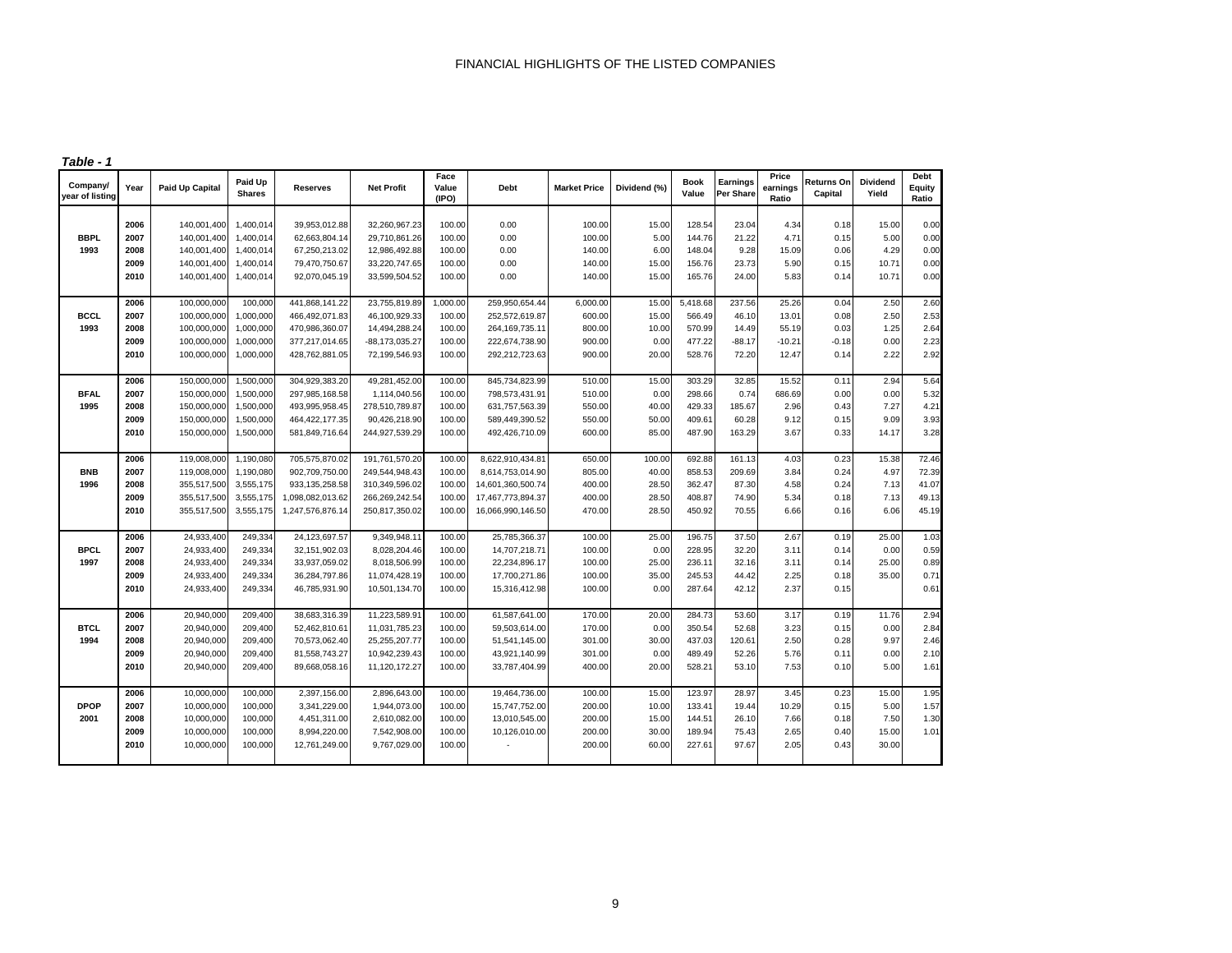# FINANCIAL HIGHLIGHTS OF THE LISTED COMPANIES

*Table - 1*

| Company/ year of listing | Year | Paid Up Capital | Paid Up Shares | Reserves | Net Profit | Face Value (IPO) | Debt | Market Price | Dividend (%) | Book Value | Earnings Per Share | Price earnings Ratio | Returns On Capital | Dividend Yield | Debt Equity Ratio |
|---|---|---|---|---|---|---|---|---|---|---|---|---|---|---|---|
| | 2006 | 140,001,400 | 1,400,014 | 39,953,012.88 | 32,260,967.23 | 100.00 | 0.00 | 100.00 | 15.00 | 128.54 | 23.04 | 4.34 | 0.18 | 15.00 | 0.00 |
| **BBPL** | 2007 | 140,001,400 | 1,400,014 | 62,663,804.14 | 29,710,861.26 | 100.00 | 0.00 | 100.00 | 5.00 | 144.76 | 21.22 | 4.71 | 0.15 | 5.00 | 0.00 |
| **1993** | 2008 | 140,001,400 | 1,400,014 | 67,250,213.02 | 12,986,492.88 | 100.00 | 0.00 | 140.00 | 6.00 | 148.04 | 9.28 | 15.09 | 0.06 | 4.29 | 0.00 |
| | 2009 | 140,001,400 | 1,400,014 | 79,470,750.67 | 33,220,747.65 | 100.00 | 0.00 | 140.00 | 15.00 | 156.76 | 23.73 | 5.90 | 0.15 | 10.71 | 0.00 |
| | 2010 | 140,001,400 | 1,400,014 | 92,070,045.19 | 33,599,504.52 | 100.00 | 0.00 | 140.00 | 15.00 | 165.76 | 24.00 | 5.83 | 0.14 | 10.71 | 0.00 |
| | 2006 | 100,000,000 | 100,000 | 441,868,141.22 | 23,755,819.89 | 1,000.00 | 259,950,654.44 | 6,000.00 | 15.00 | 5,418.68 | 237.56 | 25.26 | 0.04 | 2.50 | 2.60 |
| **BCCL** | 2007 | 100,000,000 | 1,000,000 | 466,492,071.83 | 46,100,929.33 | 100.00 | 252,572,619.87 | 600.00 | 15.00 | 566.49 | 46.10 | 13.01 | 0.08 | 2.50 | 2.53 |
| **1993** | 2008 | 100,000,000 | 1,000,000 | 470,986,360.07 | 14,494,288.24 | 100.00 | 264,169,735.11 | 800.00 | 10.00 | 570.99 | 14.49 | 55.19 | 0.03 | 1.25 | 2.64 |
| | 2009 | 100,000,000 | 1,000,000 | 377,217,014.65 | -88,173,035.27 | 100.00 | 222,674,738.90 | 900.00 | 0.00 | 477.22 | -88.17 | -10.21 | -0.18 | 0.00 | 2.23 |
| | 2010 | 100,000,000 | 1,000,000 | 428,762,881.05 | 72,199,546.93 | 100.00 | 292,212,723.63 | 900.00 | 20.00 | 528.76 | 72.20 | 12.47 | 0.14 | 2.22 | 2.92 |
| | 2006 | 150,000,000 | 1,500,000 | 304,929,383.20 | 49,281,452.00 | 100.00 | 845,734,823.99 | 510.00 | 15.00 | 303.29 | 32.85 | 15.52 | 0.11 | 2.94 | 5.64 |
| **BFAL** | 2007 | 150,000,000 | 1,500,000 | 297,985,168.58 | 1,114,040.56 | 100.00 | 798,573,431.91 | 510.00 | 0.00 | 298.66 | 0.74 | 686.69 | 0.00 | 0.00 | 5.32 |
| **1995** | 2008 | 150,000,000 | 1,500,000 | 493,995,958.45 | 278,510,789.87 | 100.00 | 631,757,563.39 | 550.00 | 40.00 | 429.33 | 185.67 | 2.96 | 0.43 | 7.27 | 4.21 |
| | 2009 | 150,000,000 | 1,500,000 | 464,422,177.35 | 90,426,218.90 | 100.00 | 589,449,390.52 | 550.00 | 50.00 | 409.61 | 60.28 | 9.12 | 0.15 | 9.09 | 3.93 |
| | 2010 | 150,000,000 | 1,500,000 | 581,849,716.64 | 244,927,539.29 | 100.00 | 492,426,710.09 | 600.00 | 85.00 | 487.90 | 163.29 | 3.67 | 0.33 | 14.17 | 3.28 |
| | 2006 | 119,008,000 | 1,190,080 | 705,575,870.02 | 191,761,570.20 | 100.00 | 8,622,910,434.81 | 650.00 | 100.00 | 692.88 | 161.13 | 4.03 | 0.23 | 15.38 | 72.46 |
| **BNB** | 2007 | 119,008,000 | 1,190,080 | 902,709,750.00 | 249,544,948.43 | 100.00 | 8,614,753,014.90 | 805.00 | 40.00 | 858.53 | 209.69 | 3.84 | 0.24 | 4.97 | 72.39 |
| **1996** | 2008 | 355,517,500 | 3,555,175 | 933,135,258.58 | 310,349,596.02 | 100.00 | 14,601,360,500.74 | 400.00 | 28.50 | 362.47 | 87.30 | 4.58 | 0.24 | 7.13 | 41.07 |
| | 2009 | 355,517,500 | 3,555,175 | 1,098,082,013.62 | 266,269,242.54 | 100.00 | 17,467,773,894.37 | 400.00 | 28.50 | 408.87 | 74.90 | 5.34 | 0.18 | 7.13 | 49.13 |
| | 2010 | 355,517,500 | 3,555,175 | 1,247,576,876.14 | 250,817,350.02 | 100.00 | 16,066,990,146.50 | 470.00 | 28.50 | 450.92 | 70.55 | 6.66 | 0.16 | 6.06 | 45.19 |
| | 2006 | 24,933,400 | 249,334 | 24,123,697.57 | 9,349,948.11 | 100.00 | 25,785,366.37 | 100.00 | 25.00 | 196.75 | 37.50 | 2.67 | 0.19 | 25.00 | 1.03 |
| **BPCL** | 2007 | 24,933,400 | 249,334 | 32,151,902.03 | 8,028,204.46 | 100.00 | 14,707,218.71 | 100.00 | 0.00 | 228.95 | 32.20 | 3.11 | 0.14 | 0.00 | 0.59 |
| **1997** | 2008 | 24,933,400 | 249,334 | 33,937,059.02 | 8,018,506.99 | 100.00 | 22,234,896.17 | 100.00 | 25.00 | 236.11 | 32.16 | 3.11 | 0.14 | 25.00 | 0.89 |
| | 2009 | 24,933,400 | 249,334 | 36,284,797.86 | 11,074,428.19 | 100.00 | 17,700,271.86 | 100.00 | 35.00 | 245.53 | 44.42 | 2.25 | 0.18 | 35.00 | 0.71 |
| | 2010 | 24,933,400 | 249,334 | 46,785,931.90 | 10,501,134.70 | 100.00 | 15,316,412.98 | 100.00 | 0.00 | 287.64 | 42.12 | 2.37 | 0.15 | | 0.61 |
| | 2006 | 20,940,000 | 209,400 | 38,683,316.39 | 11,223,589.91 | 100.00 | 61,587,641.00 | 170.00 | 20.00 | 284.73 | 53.60 | 3.17 | 0.19 | 11.76 | 2.94 |
| **BTCL** | 2007 | 20,940,000 | 209,400 | 52,462,810.61 | 11,031,785.23 | 100.00 | 59,503,614.00 | 170.00 | 0.00 | 350.54 | 52.68 | 3.23 | 0.15 | 0.00 | 2.84 |
| **1994** | 2008 | 20,940,000 | 209,400 | 70,573,062.40 | 25,255,207.77 | 100.00 | 51,541,145.00 | 301.00 | 30.00 | 437.03 | 120.61 | 2.50 | 0.28 | 9.97 | 2.46 |
| | 2009 | 20,940,000 | 209,400 | 81,558,743.27 | 10,942,239.43 | 100.00 | 43,921,140.99 | 301.00 | 0.00 | 489.49 | 52.26 | 5.76 | 0.11 | 0.00 | 2.10 |
| | 2010 | 20,940,000 | 209,400 | 89,668,058.16 | 11,120,172.27 | 100.00 | 33,787,404.99 | 400.00 | 20.00 | 528.21 | 53.10 | 7.53 | 0.10 | 5.00 | 1.61 |
| | 2006 | 10,000,000 | 100,000 | 2,397,156.00 | 2,896,643.00 | 100.00 | 19,464,736.00 | 100.00 | 15.00 | 123.97 | 28.97 | 3.45 | 0.23 | 15.00 | 1.95 |
| **DPOP** | 2007 | 10,000,000 | 100,000 | 3,341,229.00 | 1,944,073.00 | 100.00 | 15,747,752.00 | 200.00 | 10.00 | 133.41 | 19.44 | 10.29 | 0.15 | 5.00 | 1.57 |
| **2001** | 2008 | 10,000,000 | 100,000 | 4,451,311.00 | 2,610,082.00 | 100.00 | 13,010,545.00 | 200.00 | 15.00 | 144.51 | 26.10 | 7.66 | 0.18 | 7.50 | 1.30 |
| | 2009 | 10,000,000 | 100,000 | 8,994,220.00 | 7,542,908.00 | 100.00 | 10,126,010.00 | 200.00 | 30.00 | 189.94 | 75.43 | 2.65 | 0.40 | 15.00 | 1.01 |
| | 2010 | 10,000,000 | 100,000 | 12,761,249.00 | 9,767,029.00 | 100.00 | - | 200.00 | 60.00 | 227.61 | 97.67 | 2.05 | 0.43 | 30.00 | |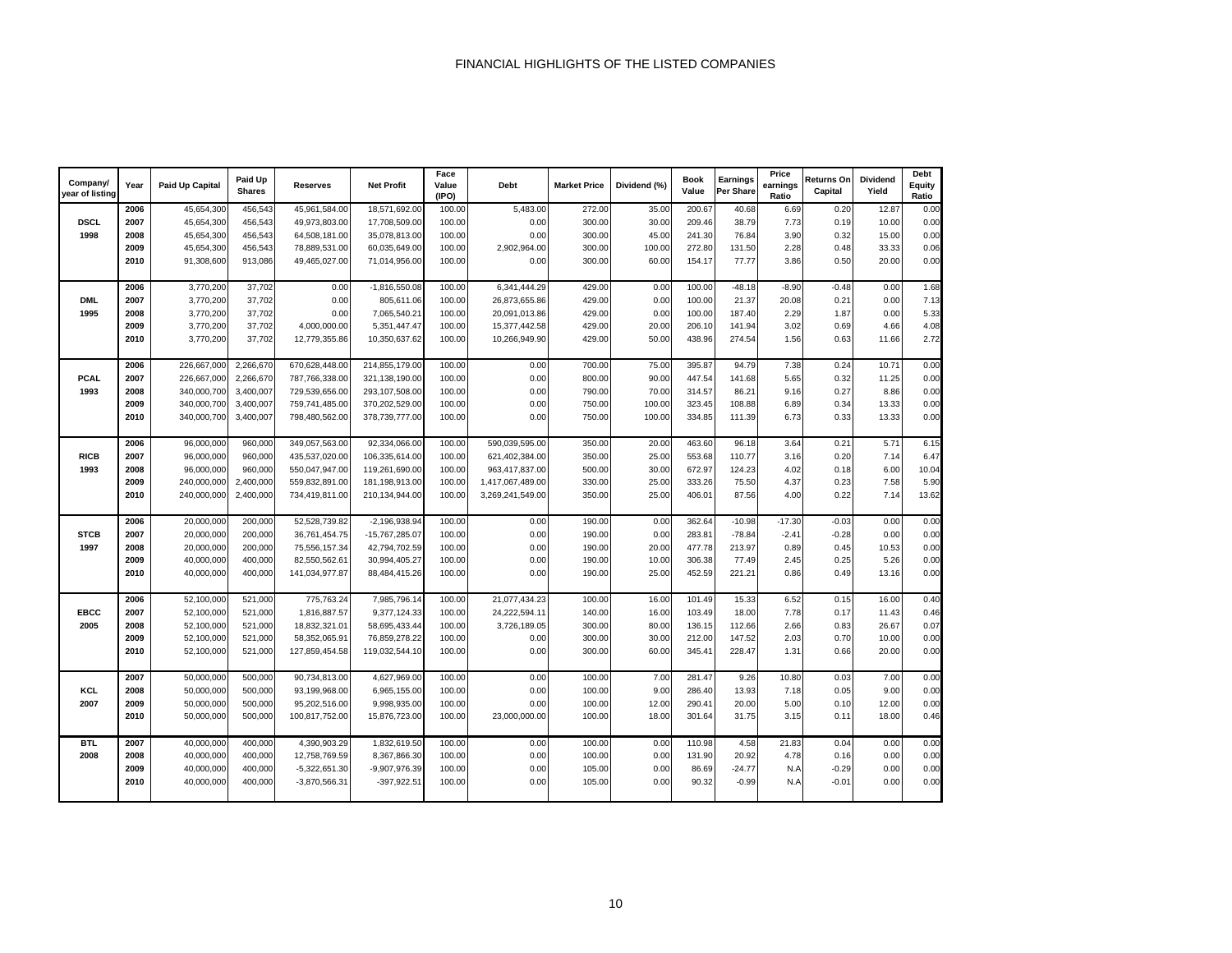# FINANCIAL HIGHLIGHTS OF THE LISTED COMPANIES

| Company/ year of listing | Year | Paid Up Capital | Paid Up Shares | Reserves | Net Profit | Face Value (IPO) | Debt | Market Price | Dividend (%) | Book Value | Earnings Per Share | Price earnings Ratio | Returns On Capital | Dividend Yield | Debt Equity Ratio |
|---|---|---|---|---|---|---|---|---|---|---|---|---|---|---|---|
| | 2006 | 45,654,300 | 456,543 | 45,961,584.00 | 18,571,692.00 | 100.00 | 5,483.00 | 272.00 | 35.00 | 200.67 | 40.68 | 6.69 | 0.20 | 12.87 | 0.00 |
| **DSCL** | 2007 | 45,654,300 | 456,543 | 49,973,803.00 | 17,708,509.00 | 100.00 | 0.00 | 300.00 | 30.00 | 209.46 | 38.79 | 7.73 | 0.19 | 10.00 | 0.00 |
| **1998** | 2008 | 45,654,300 | 456,543 | 64,508,181.00 | 35,078,813.00 | 100.00 | 0.00 | 300.00 | 45.00 | 241.30 | 76.84 | 3.90 | 0.32 | 15.00 | 0.00 |
| | 2009 | 45,654,300 | 456,543 | 78,889,531.00 | 60,035,649.00 | 100.00 | 2,902,964.00 | 300.00 | 100.00 | 272.80 | 131.50 | 2.28 | 0.48 | 33.33 | 0.06 |
| | 2010 | 91,308,600 | 913,086 | 49,465,027.00 | 71,014,956.00 | 100.00 | 0.00 | 300.00 | 60.00 | 154.17 | 77.77 | 3.86 | 0.50 | 20.00 | 0.00 |
| | 2006 | 3,770,200 | 37,702 | 0.00 | -1,816,550.08 | 100.00 | 6,341,444.29 | 429.00 | 0.00 | 100.00 | -48.18 | -8.90 | -0.48 | 0.00 | 1.68 |
| **DML** | 2007 | 3,770,200 | 37,702 | 0.00 | 805,611.06 | 100.00 | 26,873,655.86 | 429.00 | 0.00 | 100.00 | 21.37 | 20.08 | 0.21 | 0.00 | 7.13 |
| **1995** | 2008 | 3,770,200 | 37,702 | 0.00 | 7,065,540.21 | 100.00 | 20,091,013.86 | 429.00 | 0.00 | 100.00 | 187.40 | 2.29 | 1.87 | 0.00 | 5.33 |
| | 2009 | 3,770,200 | 37,702 | 4,000,000.00 | 5,351,447.47 | 100.00 | 15,377,442.58 | 429.00 | 20.00 | 206.10 | 141.94 | 3.02 | 0.69 | 4.66 | 4.08 |
| | 2010 | 3,770,200 | 37,702 | 12,779,355.86 | 10,350,637.62 | 100.00 | 10,266,949.90 | 429.00 | 50.00 | 438.96 | 274.54 | 1.56 | 0.63 | 11.66 | 2.72 |
| | 2006 | 226,667,000 | 2,266,670 | 670,628,448.00 | 214,855,179.00 | 100.00 | 0.00 | 700.00 | 75.00 | 395.87 | 94.79 | 7.38 | 0.24 | 10.71 | 0.00 |
| **PCAL** | 2007 | 226,667,000 | 2,266,670 | 787,766,338.00 | 321,138,190.00 | 100.00 | 0.00 | 800.00 | 90.00 | 447.54 | 141.68 | 5.65 | 0.32 | 11.25 | 0.00 |
| **1993** | 2008 | 340,000,700 | 3,400,007 | 729,539,656.00 | 293,107,508.00 | 100.00 | 0.00 | 790.00 | 70.00 | 314.57 | 86.21 | 9.16 | 0.27 | 8.86 | 0.00 |
| | 2009 | 340,000,700 | 3,400,007 | 759,741,485.00 | 370,202,529.00 | 100.00 | 0.00 | 750.00 | 100.00 | 323.45 | 108.88 | 6.89 | 0.34 | 13.33 | 0.00 |
| | 2010 | 340,000,700 | 3,400,007 | 798,480,562.00 | 378,739,777.00 | 100.00 | 0.00 | 750.00 | 100.00 | 334.85 | 111.39 | 6.73 | 0.33 | 13.33 | 0.00 |
| | 2006 | 96,000,000 | 960,000 | 349,057,563.00 | 92,334,066.00 | 100.00 | 590,039,595.00 | 350.00 | 20.00 | 463.60 | 96.18 | 3.64 | 0.21 | 5.71 | 6.15 |
| **RICB** | 2007 | 96,000,000 | 960,000 | 435,537,020.00 | 106,335,614.00 | 100.00 | 621,402,384.00 | 350.00 | 25.00 | 553.68 | 110.77 | 3.16 | 0.20 | 7.14 | 6.47 |
| **1993** | 2008 | 96,000,000 | 960,000 | 550,047,947.00 | 119,261,690.00 | 100.00 | 963,417,837.00 | 500.00 | 30.00 | 672.97 | 124.23 | 4.02 | 0.18 | 6.00 | 10.04 |
| | 2009 | 240,000,000 | 2,400,000 | 559,832,891.00 | 181,198,913.00 | 100.00 | 1,417,067,489.00 | 330.00 | 25.00 | 333.26 | 75.50 | 4.37 | 0.23 | 7.58 | 5.90 |
| | 2010 | 240,000,000 | 2,400,000 | 734,419,811.00 | 210,134,944.00 | 100.00 | 3,269,241,549.00 | 350.00 | 25.00 | 406.01 | 87.56 | 4.00 | 0.22 | 7.14 | 13.62 |
| | 2006 | 20,000,000 | 200,000 | 52,528,739.82 | -2,196,938.94 | 100.00 | 0.00 | 190.00 | 0.00 | 362.64 | -10.98 | -17.30 | -0.03 | 0.00 | 0.00 |
| **STCB** | 2007 | 20,000,000 | 200,000 | 36,761,454.75 | -15,767,285.07 | 100.00 | 0.00 | 190.00 | 0.00 | 283.81 | -78.84 | -2.41 | -0.28 | 0.00 | 0.00 |
| **1997** | 2008 | 20,000,000 | 200,000 | 75,556,157.34 | 42,794,702.59 | 100.00 | 0.00 | 190.00 | 20.00 | 477.78 | 213.97 | 0.89 | 0.45 | 10.53 | 0.00 |
| | 2009 | 40,000,000 | 400,000 | 82,550,562.61 | 30,994,405.27 | 100.00 | 0.00 | 190.00 | 10.00 | 306.38 | 77.49 | 2.45 | 0.25 | 5.26 | 0.00 |
| | 2010 | 40,000,000 | 400,000 | 141,034,977.87 | 88,484,415.26 | 100.00 | 0.00 | 190.00 | 25.00 | 452.59 | 221.21 | 0.86 | 0.49 | 13.16 | 0.00 |
| | 2006 | 52,100,000 | 521,000 | 775,763.24 | 7,985,796.14 | 100.00 | 21,077,434.23 | 100.00 | 16.00 | 101.49 | 15.33 | 6.52 | 0.15 | 16.00 | 0.40 |
| **EBCC** | 2007 | 52,100,000 | 521,000 | 1,816,887.57 | 9,377,124.33 | 100.00 | 24,222,594.11 | 140.00 | 16.00 | 103.49 | 18.00 | 7.78 | 0.17 | 11.43 | 0.46 |
| **2005** | 2008 | 52,100,000 | 521,000 | 18,832,321.01 | 58,695,433.44 | 100.00 | 3,726,189.05 | 300.00 | 80.00 | 136.15 | 112.66 | 2.66 | 0.83 | 26.67 | 0.07 |
| | 2009 | 52,100,000 | 521,000 | 58,352,065.91 | 76,859,278.22 | 100.00 | 0.00 | 300.00 | 30.00 | 212.00 | 147.52 | 2.03 | 0.70 | 10.00 | 0.00 |
| | 2010 | 52,100,000 | 521,000 | 127,859,454.58 | 119,032,544.10 | 100.00 | 0.00 | 300.00 | 60.00 | 345.41 | 228.47 | 1.31 | 0.66 | 20.00 | 0.00 |
| | 2007 | 50,000,000 | 500,000 | 90,734,813.00 | 4,627,969.00 | 100.00 | 0.00 | 100.00 | 7.00 | 281.47 | 9.26 | 10.80 | 0.03 | 7.00 | 0.00 |
| **KCL** | 2008 | 50,000,000 | 500,000 | 93,199,968.00 | 6,965,155.00 | 100.00 | 0.00 | 100.00 | 9.00 | 286.40 | 13.93 | 7.18 | 0.05 | 9.00 | 0.00 |
| **2007** | 2009 | 50,000,000 | 500,000 | 95,202,516.00 | 9,998,935.00 | 100.00 | 0.00 | 100.00 | 12.00 | 290.41 | 20.00 | 5.00 | 0.10 | 12.00 | 0.00 |
| | 2010 | 50,000,000 | 500,000 | 100,817,752.00 | 15,876,723.00 | 100.00 | 23,000,000.00 | 100.00 | 18.00 | 301.64 | 31.75 | 3.15 | 0.11 | 18.00 | 0.46 |
| **BTL** | 2007 | 40,000,000 | 400,000 | 4,390,903.29 | 1,832,619.50 | 100.00 | 0.00 | 100.00 | 0.00 | 110.98 | 4.58 | 21.83 | 0.04 | 0.00 | 0.00 |
| **2008** | 2008 | 40,000,000 | 400,000 | 12,758,769.59 | 8,367,866.30 | 100.00 | 0.00 | 100.00 | 0.00 | 131.90 | 20.92 | 4.78 | 0.16 | 0.00 | 0.00 |
| | 2009 | 40,000,000 | 400,000 | -5,322,651.30 | -9,907,976.39 | 100.00 | 0.00 | 105.00 | 0.00 | 86.69 | -24.77 | N.A | -0.29 | 0.00 | 0.00 |
| | 2010 | 40,000,000 | 400,000 | -3,870,566.31 | -397,922.51 | 100.00 | 0.00 | 105.00 | 0.00 | 90.32 | -0.99 | N.A | -0.01 | 0.00 | 0.00 |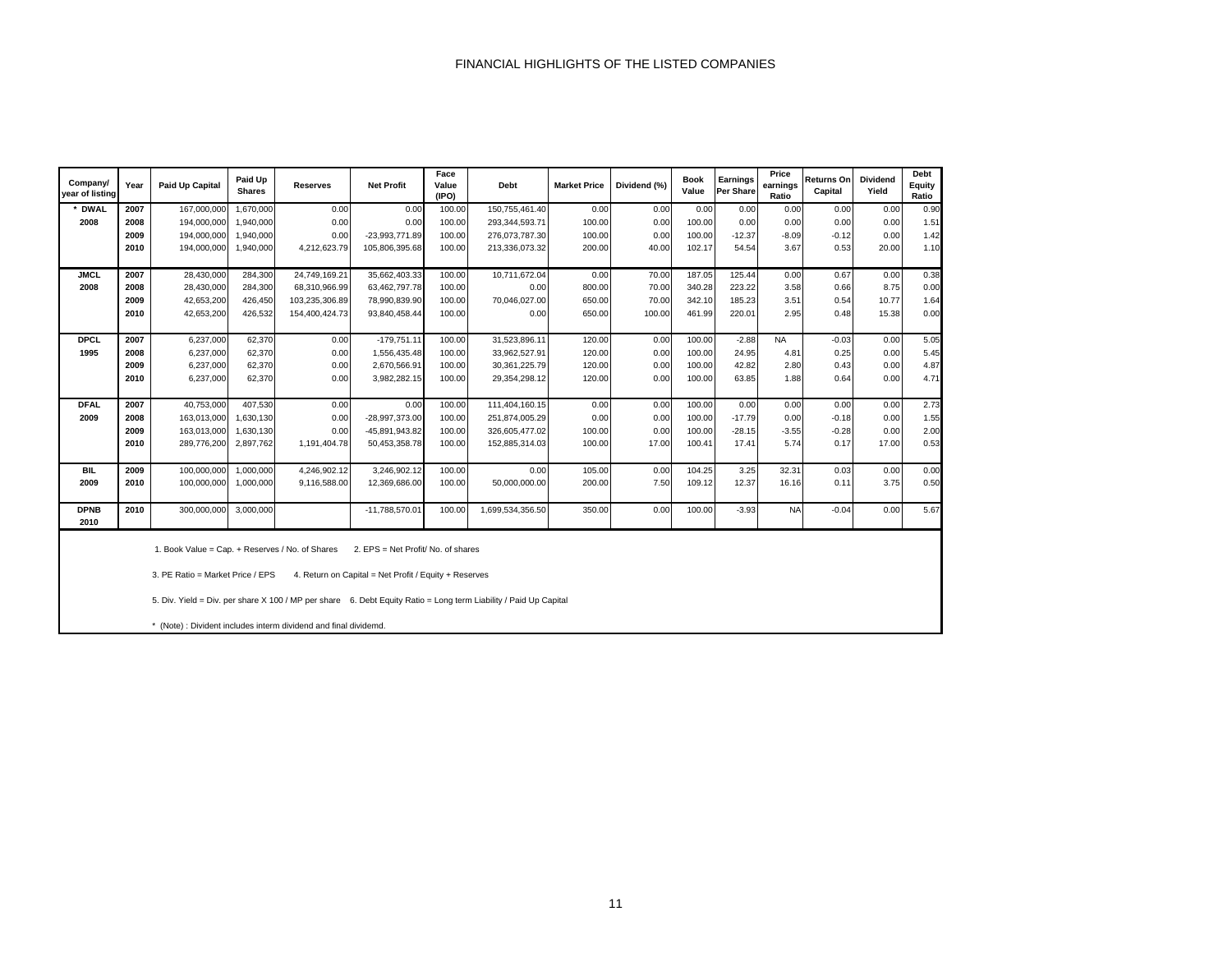# FINANCIAL HIGHLIGHTS OF THE LISTED COMPANIES

| Company/ year of listing | Year | Paid Up Capital | Paid Up Shares | Reserves | Net Profit | Face Value (IPO) | Debt | Market Price | Dividend (%) | Book Value | Earnings Per Share | Price earnings Ratio | Returns On Capital | Dividend Yield | Debt Equity Ratio |
|---|---|---|---|---|---|---|---|---|---|---|---|---|---|---|---|
| * DWAL | 2007 | 167,000,000 | 1,670,000 | 0.00 | 0.00 | 100.00 | 150,755,461.40 | 0.00 | 0.00 | 0.00 | 0.00 | 0.00 | 0.00 | 0.00 | 0.90 |
| 2008 | 2008 | 194,000,000 | 1,940,000 | 0.00 | 0.00 | 100.00 | 293,344,593.71 | 100.00 | 0.00 | 100.00 | 0.00 | 0.00 | 0.00 | 0.00 | 1.51 |
| | 2009 | 194,000,000 | 1,940,000 | 0.00 | -23,993,771.89 | 100.00 | 276,073,787.30 | 100.00 | 0.00 | 100.00 | -12.37 | -8.09 | -0.12 | 0.00 | 1.42 |
| | 2010 | 194,000,000 | 1,940,000 | 4,212,623.79 | 105,806,395.68 | 100.00 | 213,336,073.32 | 200.00 | 40.00 | 102.17 | 54.54 | 3.67 | 0.53 | 20.00 | 1.10 |
| JMCL | 2007 | 28,430,000 | 284,300 | 24,749,169.21 | 35,662,403.33 | 100.00 | 10,711,672.04 | 0.00 | 70.00 | 187.05 | 125.44 | 0.00 | 0.67 | 0.00 | 0.38 |
| 2008 | 2008 | 28,430,000 | 284,300 | 68,310,966.99 | 63,462,797.78 | 100.00 | 0.00 | 800.00 | 70.00 | 340.28 | 223.22 | 3.58 | 0.66 | 8.75 | 0.00 |
| | 2009 | 42,653,200 | 426,450 | 103,235,306.89 | 78,990,839.90 | 100.00 | 70,046,027.00 | 650.00 | 70.00 | 342.10 | 185.23 | 3.51 | 0.54 | 10.77 | 1.64 |
| | 2010 | 42,653,200 | 426,532 | 154,400,424.73 | 93,840,458.44 | 100.00 | 0.00 | 650.00 | 100.00 | 461.99 | 220.01 | 2.95 | 0.48 | 15.38 | 0.00 |
| DPCL | 2007 | 6,237,000 | 62,370 | 0.00 | -179,751.11 | 100.00 | 31,523,896.11 | 120.00 | 0.00 | 100.00 | -2.88 | NA | -0.03 | 0.00 | 5.05 |
| 1995 | 2008 | 6,237,000 | 62,370 | 0.00 | 1,556,435.48 | 100.00 | 33,962,527.91 | 120.00 | 0.00 | 100.00 | 24.95 | 4.81 | 0.25 | 0.00 | 5.45 |
| | 2009 | 6,237,000 | 62,370 | 0.00 | 2,670,566.91 | 100.00 | 30,361,225.79 | 120.00 | 0.00 | 100.00 | 42.82 | 2.80 | 0.43 | 0.00 | 4.87 |
| | 2010 | 6,237,000 | 62,370 | 0.00 | 3,982,282.15 | 100.00 | 29,354,298.12 | 120.00 | 0.00 | 100.00 | 63.85 | 1.88 | 0.64 | 0.00 | 4.71 |
| DFAL | 2007 | 40,753,000 | 407,530 | 0.00 | 0.00 | 100.00 | 111,404,160.15 | 0.00 | 0.00 | 100.00 | 0.00 | 0.00 | 0.00 | 0.00 | 2.73 |
| 2009 | 2008 | 163,013,000 | 1,630,130 | 0.00 | -28,997,373.00 | 100.00 | 251,874,005.29 | 0.00 | 0.00 | 100.00 | -17.79 | 0.00 | -0.18 | 0.00 | 1.55 |
| | 2009 | 163,013,000 | 1,630,130 | 0.00 | -45,891,943.82 | 100.00 | 326,605,477.02 | 100.00 | 0.00 | 100.00 | -28.15 | -3.55 | -0.28 | 0.00 | 2.00 |
| | 2010 | 289,776,200 | 2,897,762 | 1,191,404.78 | 50,453,358.78 | 100.00 | 152,885,314.03 | 100.00 | 17.00 | 100.41 | 17.41 | 5.74 | 0.17 | 17.00 | 0.53 |
| BIL | 2009 | 100,000,000 | 1,000,000 | 4,246,902.12 | 3,246,902.12 | 100.00 | 0.00 | 105.00 | 0.00 | 104.25 | 3.25 | 32.31 | 0.03 | 0.00 | 0.00 |
| 2009 | 2010 | 100,000,000 | 1,000,000 | 9,116,588.00 | 12,369,686.00 | 100.00 | 50,000,000.00 | 200.00 | 7.50 | 109.12 | 12.37 | 16.16 | 0.11 | 3.75 | 0.50 |
| DPNB 2010 | 2010 | 300,000,000 | 3,000,000 | | -11,788,570.01 | 100.00 | 1,699,534,356.50 | 350.00 | 0.00 | 100.00 | -3.93 | NA | -0.04 | 0.00 | 5.67 |

1. Book Value = Cap. + Reserves / No. of Shares   2. EPS = Net Profit/ No. of shares

3. PE Ratio = Market Price / EPS   4. Return on Capital = Net Profit / Equity + Reserves

5. Div. Yield = Div. per share X 100 / MP per share   6. Debt Equity Ratio = Long term Liability / Paid Up Capital

* (Note) : Divident includes interm dividend and final dividemd.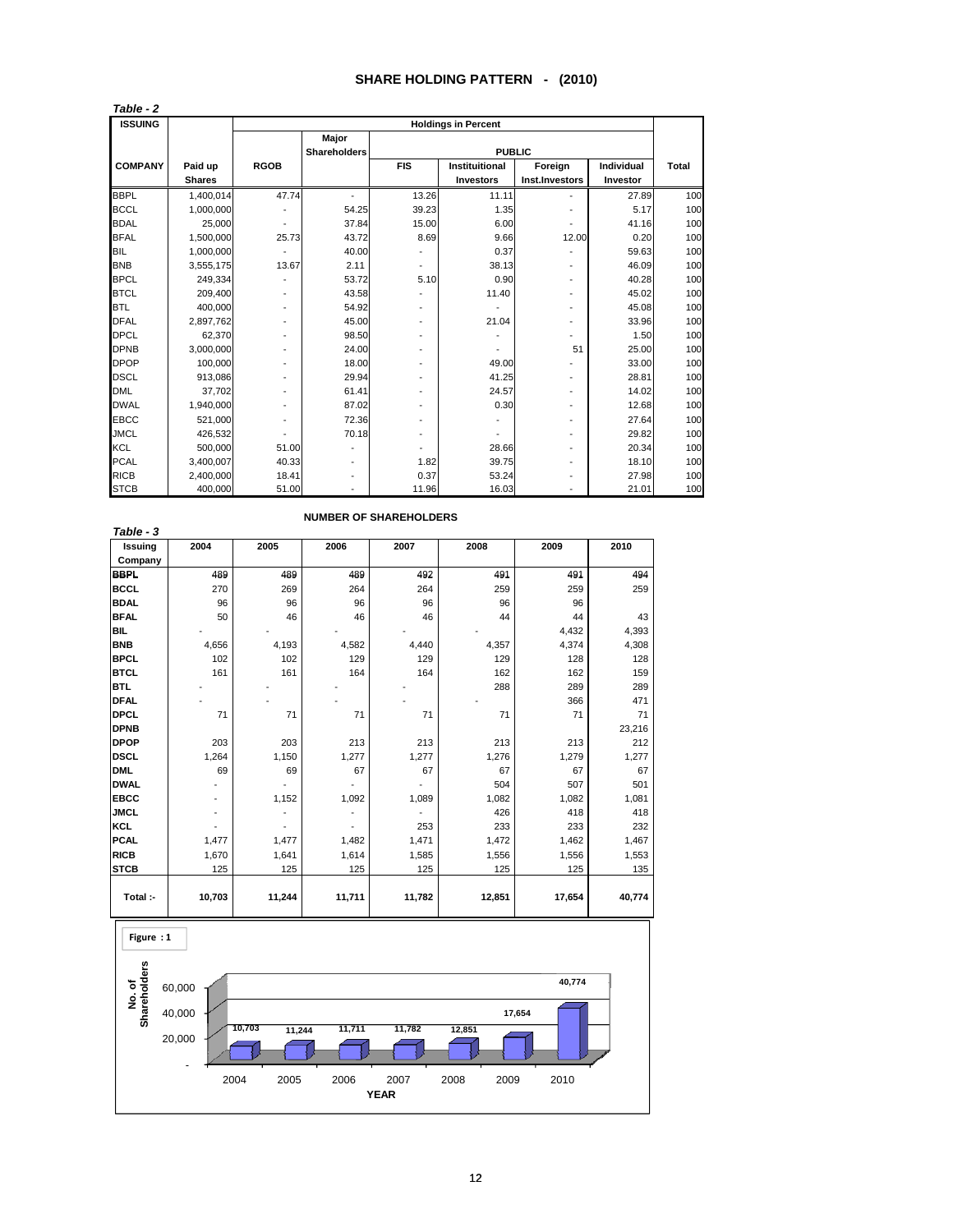# SHARE HOLDING PATTERN - (2010)

*Table - 2*

| ISSUING | | Holdings in Percent | | | | | | |
|---|---|---|---|---|---|---|---|---|
| | | | Major Shareholders | PUBLIC | | | | |
| COMPANY | Paid up Shares | RGOB | | FIS | Instituitional Investors | Foreign Inst.Investors | Individual Investor | Total |
| BBPL | 1,400,014 | 47.74 | - | 13.26 | 11.11 | - | 27.89 | 100 |
| BCCL | 1,000,000 | - | 54.25 | 39.23 | 1.35 | - | 5.17 | 100 |
| BDAL | 25,000 | - | 37.84 | 15.00 | 6.00 | - | 41.16 | 100 |
| BFAL | 1,500,000 | 25.73 | 43.72 | 8.69 | 9.66 | 12.00 | 0.20 | 100 |
| BIL | 1,000,000 | - | 40.00 | - | 0.37 | - | 59.63 | 100 |
| BNB | 3,555,175 | 13.67 | 2.11 | - | 38.13 | - | 46.09 | 100 |
| BPCL | 249,334 | - | 53.72 | 5.10 | 0.90 | - | 40.28 | 100 |
| BTCL | 209,400 | - | 43.58 | - | 11.40 | - | 45.02 | 100 |
| BTL | 400,000 | - | 54.92 | - | - | - | 45.08 | 100 |
| DFAL | 2,897,762 | - | 45.00 | - | 21.04 | - | 33.96 | 100 |
| DPCL | 62,370 | - | 98.50 | - | - | - | 1.50 | 100 |
| DPNB | 3,000,000 | - | 24.00 | - | - | 51 | 25.00 | 100 |
| DPOP | 100,000 | - | 18.00 | - | 49.00 | - | 33.00 | 100 |
| DSCL | 913,086 | - | 29.94 | - | 41.25 | - | 28.81 | 100 |
| DML | 37,702 | - | 61.41 | - | 24.57 | - | 14.02 | 100 |
| DWAL | 1,940,000 | - | 87.02 | - | 0.30 | - | 12.68 | 100 |
| EBCC | 521,000 | - | 72.36 | - | - | - | 27.64 | 100 |
| JMCL | 426,532 | - | 70.18 | - | - | - | 29.82 | 100 |
| KCL | 500,000 | 51.00 | - | - | 28.66 | - | 20.34 | 100 |
| PCAL | 3,400,007 | 40.33 | - | 1.82 | 39.75 | - | 18.10 | 100 |
| RICB | 2,400,000 | 18.41 | - | 0.37 | 53.24 | - | 27.98 | 100 |
| STCB | 400,000 | 51.00 | - | 11.96 | 16.03 | - | 21.01 | 100 |

## NUMBER OF SHAREHOLDERS

*Table - 3*

| Issuing Company | 2004 | 2005 | 2006 | 2007 | 2008 | 2009 | 2010 |
|---|---|---|---|---|---|---|---|
| BBPL | 489 | 489 | 489 | 492 | 491 | 491 | 494 |
| BCCL | 270 | 269 | 264 | 264 | 259 | 259 | 259 |
| BDAL | 96 | 96 | 96 | 96 | 96 | 96 | |
| BFAL | 50 | 46 | 46 | 46 | 44 | 44 | 43 |
| BIL | - | - | - | - | - | 4,432 | 4,393 |
| BNB | 4,656 | 4,193 | 4,582 | 4,440 | 4,357 | 4,374 | 4,308 |
| BPCL | 102 | 102 | 129 | 129 | 129 | 128 | 128 |
| BTCL | 161 | 161 | 164 | 164 | 162 | 162 | 159 |
| BTL | - | - | - | - | 288 | 289 | 289 |
| DFAL | - | - | - | - | - | 366 | 471 |
| DPCL | 71 | 71 | 71 | 71 | 71 | 71 | 71 |
| DPNB | | | | | | | 23,216 |
| DPOP | 203 | 203 | 213 | 213 | 213 | 213 | 212 |
| DSCL | 1,264 | 1,150 | 1,277 | 1,277 | 1,276 | 1,279 | 1,277 |
| DML | 69 | 69 | 67 | 67 | 67 | 67 | 67 |
| DWAL | - | - | - | - | 504 | 507 | 501 |
| EBCC | - | 1,152 | 1,092 | 1,089 | 1,082 | 1,082 | 1,081 |
| JMCL | - | - | - | - | 426 | 418 | 418 |
| KCL | - | - | - | 253 | 233 | 233 | 232 |
| PCAL | 1,477 | 1,477 | 1,482 | 1,471 | 1,472 | 1,462 | 1,467 |
| RICB | 1,670 | 1,641 | 1,614 | 1,585 | 1,556 | 1,556 | 1,553 |
| STCB | 125 | 125 | 125 | 125 | 125 | 125 | 135 |
| **Total :-** | **10,703** | **11,244** | **11,711** | **11,782** | **12,851** | **17,654** | **40,774** |

**Figure : 1**

| YEAR | 2004 | 2005 | 2006 | 2007 | 2008 | 2009 | 2010 |
|---|---|---|---|---|---|---|---|
| No. of Shareholders | 10,703 | 11,244 | 11,711 | 11,782 | 12,851 | 17,654 | 40,774 |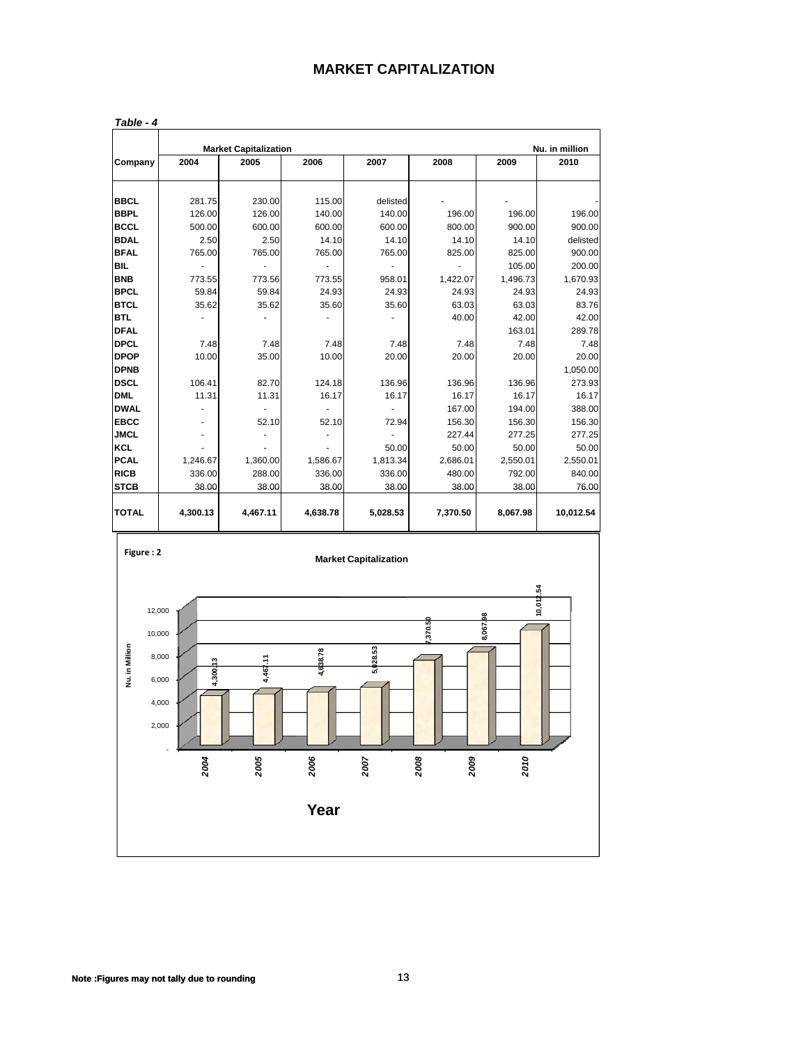# MARKET CAPITALIZATION

***Table - 4***

| | **Market Capitalization** | | | | | | **Nu. in million** |
|---|---|---|---|---|---|---|---|
| **Company** | **2004** | **2005** | **2006** | **2007** | **2008** | **2009** | **2010** |
| **BBCL** | 281.75 | 230.00 | 115.00 | delisted | - | - | - |
| **BBPL** | 126.00 | 126.00 | 140.00 | 140.00 | 196.00 | 196.00 | 196.00 |
| **BCCL** | 500.00 | 600.00 | 600.00 | 600.00 | 800.00 | 900.00 | 900.00 |
| **BDAL** | 2.50 | 2.50 | 14.10 | 14.10 | 14.10 | 14.10 | delisted |
| **BFAL** | 765.00 | 765.00 | 765.00 | 765.00 | 825.00 | 825.00 | 900.00 |
| **BIL** | - | - | - | - | - | 105.00 | 200.00 |
| **BNB** | 773.55 | 773.56 | 773.55 | 958.01 | 1,422.07 | 1,496.73 | 1,670.93 |
| **BPCL** | 59.84 | 59.84 | 24.93 | 24.93 | 24.93 | 24.93 | 24.93 |
| **BTCL** | 35.62 | 35.62 | 35.60 | 35.60 | 63.03 | 63.03 | 83.76 |
| **BTL** | - | - | - | - | 40.00 | 42.00 | 42.00 |
| **DFAL** | | | | | | 163.01 | 289.78 |
| **DPCL** | 7.48 | 7.48 | 7.48 | 7.48 | 7.48 | 7.48 | 7.48 |
| **DPOP** | 10.00 | 35.00 | 10.00 | 20.00 | 20.00 | 20.00 | 20.00 |
| **DPNB** | | | | | | | 1,050.00 |
| **DSCL** | 106.41 | 82.70 | 124.18 | 136.96 | 136.96 | 136.96 | 273.93 |
| **DML** | 11.31 | 11.31 | 16.17 | 16.17 | 16.17 | 16.17 | 16.17 |
| **DWAL** | - | - | - | - | 167.00 | 194.00 | 388.00 |
| **EBCC** | - | 52.10 | 52.10 | 72.94 | 156.30 | 156.30 | 156.30 |
| **JMCL** | - | - | - | - | 227.44 | 277.25 | 277.25 |
| **KCL** | - | - | - | 50.00 | 50.00 | 50.00 | 50.00 |
| **PCAL** | 1,246.67 | 1,360.00 | 1,586.67 | 1,813.34 | 2,686.01 | 2,550.01 | 2,550.01 |
| **RICB** | 336.00 | 288.00 | 336.00 | 336.00 | 480.00 | 792.00 | 840.00 |
| **STCB** | 38.00 | 38.00 | 38.00 | 38.00 | 38.00 | 38.00 | 76.00 |
| **TOTAL** | **4,300.13** | **4,467.11** | **4,638.78** | **5,028.53** | **7,370.50** | **8,067.98** | **10,012.54** |

**Figure : 2**

**Market Capitalization**

| Year | Nu. in Million |
|---|---|
| 2004 | 4,300.13 |
| 2005 | 4,467.11 |
| 2006 | 4,638.78 |
| 2007 | 5,028.53 |
| 2008 | 7,370.50 |
| 2009 | 8,067.98 |
| 2010 | 10,012.54 |

**Note :Figures may not tally due to rounding**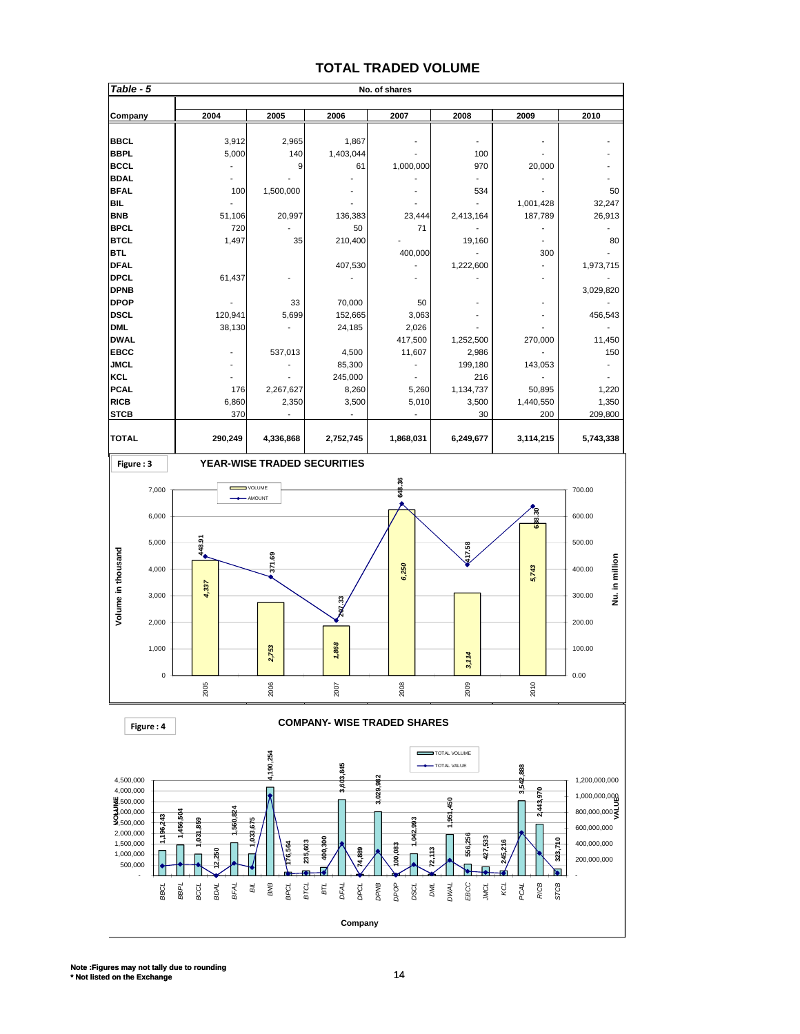# TOTAL TRADED VOLUME

*Table - 5* — No. of shares

| Company | 2004 | 2005 | 2006 | 2007 | 2008 | 2009 | 2010 |
|---|---|---|---|---|---|---|---|
| **BBCL** | 3,912 | 2,965 | 1,867 | - | - | - | - |
| **BBPL** | 5,000 | 140 | 1,403,044 | - | 100 | - | - |
| **BCCL** | - | 9 | 61 | 1,000,000 | 970 | 20,000 | - |
| **BDAL** | - | - | - | - | - | - | - |
| **BFAL** | 100 | 1,500,000 | - | - | 534 | - | 50 |
| **BIL** | - | - | - | - | - | 1,001,428 | 32,247 |
| **BNB** | 51,106 | 20,997 | 136,383 | 23,444 | 2,413,164 | 187,789 | 26,913 |
| **BPCL** | 720 | - | 50 | 71 | - | - | - |
| **BTCL** | 1,497 | 35 | 210,400 | - | 19,160 | - | 80 |
| **BTL** | | | | 400,000 | - | 300 | - |
| **DFAL** | | | 407,530 | - | 1,222,600 | - | 1,973,715 |
| **DPCL** | 61,437 | - | - | - | - | - | - |
| **DPNB** | | | | | | | 3,029,820 |
| **DPOP** | - | 33 | 70,000 | 50 | - | - | - |
| **DSCL** | 120,941 | 5,699 | 152,665 | 3,063 | - | - | 456,543 |
| **DML** | 38,130 | - | 24,185 | 2,026 | - | - | - |
| **DWAL** | | | | 417,500 | 1,252,500 | 270,000 | 11,450 |
| **EBCC** | - | 537,013 | 4,500 | 11,607 | 2,986 | - | 150 |
| **JMCL** | - | - | 85,300 | - | 199,180 | 143,053 | - |
| **KCL** | - | - | 245,000 | - | 216 | - | - |
| **PCAL** | 176 | 2,267,627 | 8,260 | 5,260 | 1,134,737 | 50,895 | 1,220 |
| **RICB** | 6,860 | 2,350 | 3,500 | 5,010 | 3,500 | 1,440,550 | 1,350 |
| **STCB** | 370 | - | - | - | 30 | 200 | 209,800 |
| **TOTAL** | **290,249** | **4,336,868** | **2,752,745** | **1,868,031** | **6,249,677** | **3,114,215** | **5,743,338** |

**Figure : 3** — **YEAR-WISE TRADED SECURITIES**

**Figure : 4** — **COMPANY- WISE TRADED SHARES**

**Note :Figures may not tally due to rounding**
**\* Not listed on the Exchange**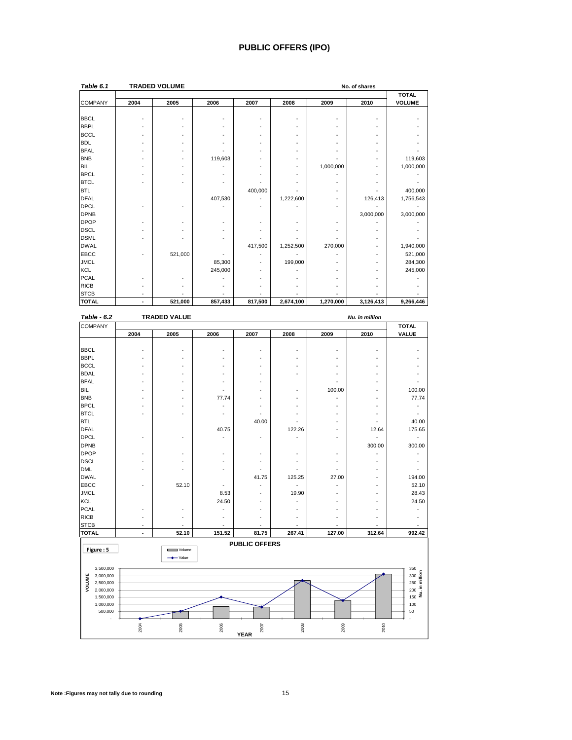# PUBLIC OFFERS (IPO)

***Table 6.1*** **TRADED VOLUME** — No. of shares

| COMPANY | 2004 | 2005 | 2006 | 2007 | 2008 | 2009 | 2010 | TOTAL VOLUME |
|---|---|---|---|---|---|---|---|---|
| BBCL | - | - | - | - | - | - | - | - |
| BBPL | - | - | - | - | - | - | - | - |
| BCCL | - | - | - | - | - | - | - | - |
| BDL | - | - | - | - | - | - | - | - |
| BFAL | - | - | - | - | - | - | - | - |
| BNB | - | - | 119,603 | - | - | - | - | 119,603 |
| BIL | - | - | - | - | - | 1,000,000 | - | 1,000,000 |
| BPCL | - | - | - | - | - | - | - | - |
| BTCL | - | - | - | - | - | - | - | - |
| BTL | | | | 400,000 | - | - | - | 400,000 |
| DFAL | | | 407,530 | - | 1,222,600 | - | 126,413 | 1,756,543 |
| DPCL | - | - | - | - | - | - | - | - |
| DPNB | | | | | | | 3,000,000 | 3,000,000 |
| DPOP | - | - | - | - | - | - | - | - |
| DSCL | - | - | - | - | - | - | - | - |
| DSML | - | - | - | - | - | - | - | - |
| DWAL | | | | 417,500 | 1,252,500 | 270,000 | - | 1,940,000 |
| EBCC | - | 521,000 | - | - | - | - | - | 521,000 |
| JMCL | | | 85,300 | - | 199,000 | - | - | 284,300 |
| KCL | | | 245,000 | - | - | - | - | 245,000 |
| PCAL | - | - | - | - | - | - | - | - |
| RICB | - | - | - | - | - | - | - | - |
| STCB | - | - | - | - | - | - | - | - |
| **TOTAL** | **-** | **521,000** | **857,433** | **817,500** | **2,674,100** | **1,270,000** | **3,126,413** | **9,266,446** |

***Table - 6.2*** **TRADED VALUE** — *Nu. in million*

| COMPANY | 2004 | 2005 | 2006 | 2007 | 2008 | 2009 | 2010 | TOTAL VALUE |
|---|---|---|---|---|---|---|---|---|
| BBCL | - | - | - | - | - | - | - | - |
| BBPL | - | - | - | - | - | - | - | - |
| BCCL | - | - | - | - | - | - | - | - |
| BDAL | - | - | - | - | - | - | - | - |
| BFAL | - | - | - | - | - | - | - | - |
| BIL | - | - | - | - | - | 100.00 | - | 100.00 |
| BNB | - | - | 77.74 | - | - | - | - | 77.74 |
| BPCL | - | - | - | - | - | - | - | - |
| BTCL | - | - | - | - | - | - | - | - |
| BTL | | | | 40.00 | - | - | - | 40.00 |
| DFAL | | | 40.75 | | 122.26 | - | 12.64 | 175.65 |
| DPCL | - | - | - | - | - | - | - | - |
| DPNB | | | | | | | 300.00 | 300.00 |
| DPOP | - | - | - | - | - | - | - | - |
| DSCL | - | - | - | - | - | - | - | - |
| DML | - | - | - | - | - | - | - | - |
| DWAL | | | | 41.75 | 125.25 | 27.00 | - | 194.00 |
| EBCC | - | 52.10 | - | - | - | - | - | 52.10 |
| JMCL | | | 8.53 | - | 19.90 | - | - | 28.43 |
| KCL | | | 24.50 | - | - | - | - | 24.50 |
| PCAL | - | - | - | - | - | - | - | - |
| RICB | - | - | - | - | - | - | - | - |
| STCB | - | - | - | - | - | - | - | - |
| **TOTAL** | **-** | **52.10** | **151.52** | **81.75** | **267.41** | **127.00** | **312.64** | **992.42** |

**Figure : 5**

**PUBLIC OFFERS**

**Note :Figures may not tally due to rounding**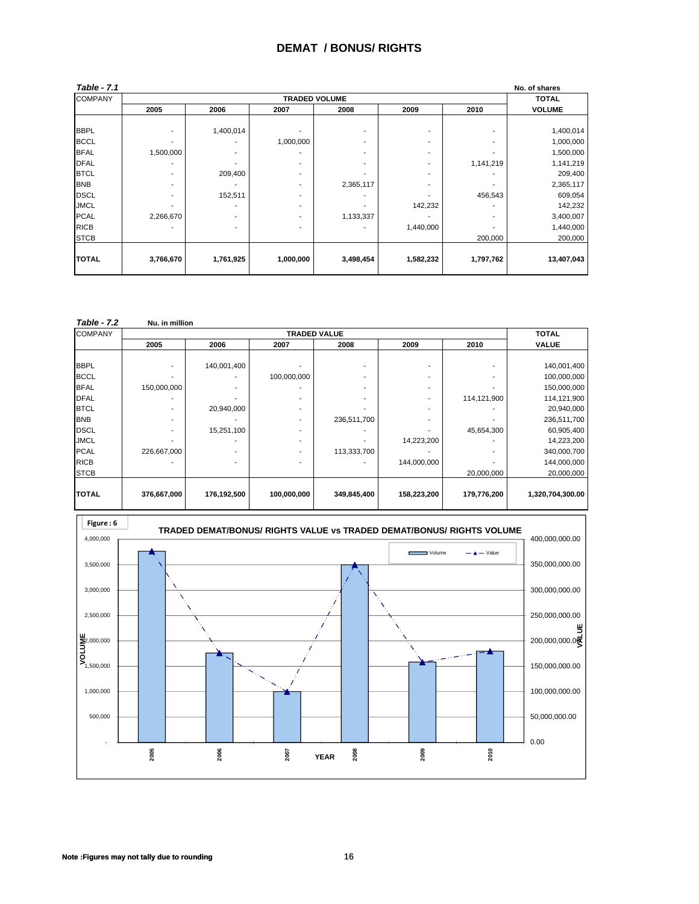# DEMAT / BONUS/ RIGHTS

*Table - 7.1* No. of shares

| COMPANY | TRADED VOLUME | | | | | | TOTAL |
|---|---|---|---|---|---|---|---|
| | 2005 | 2006 | 2007 | 2008 | 2009 | 2010 | VOLUME |
| BBPL | - | 1,400,014 | - | - | - | - | 1,400,014 |
| BCCL | - | - | 1,000,000 | - | - | - | 1,000,000 |
| BFAL | 1,500,000 | - | - | - | - | - | 1,500,000 |
| DFAL | - | - | - | - | - | 1,141,219 | 1,141,219 |
| BTCL | - | 209,400 | - | - | - | - | 209,400 |
| BNB | - | - | - | 2,365,117 | - | - | 2,365,117 |
| DSCL | - | 152,511 | - | - | - | 456,543 | 609,054 |
| JMCL | - | - | - | - | 142,232 | - | 142,232 |
| PCAL | 2,266,670 | - | - | 1,133,337 | - | - | 3,400,007 |
| RICB | - | - | - | - | 1,440,000 | - | 1,440,000 |
| STCB | | | | | | 200,000 | 200,000 |
| **TOTAL** | **3,766,670** | **1,761,925** | **1,000,000** | **3,498,454** | **1,582,232** | **1,797,762** | **13,407,043** |

*Table - 7.2* Nu. in million

| COMPANY | TRADED VALUE | | | | | | TOTAL |
|---|---|---|---|---|---|---|---|
| | 2005 | 2006 | 2007 | 2008 | 2009 | 2010 | VALUE |
| BBPL | - | 140,001,400 | - | - | - | - | 140,001,400 |
| BCCL | - | - | 100,000,000 | - | - | - | 100,000,000 |
| BFAL | 150,000,000 | - | - | - | - | - | 150,000,000 |
| DFAL | - | - | - | - | - | 114,121,900 | 114,121,900 |
| BTCL | - | 20,940,000 | - | - | - | - | 20,940,000 |
| BNB | - | - | - | 236,511,700 | - | - | 236,511,700 |
| DSCL | - | 15,251,100 | - | - | - | 45,654,300 | 60,905,400 |
| JMCL | - | - | - | - | 14,223,200 | - | 14,223,200 |
| PCAL | 226,667,000 | - | - | 113,333,700 | - | - | 340,000,700 |
| RICB | - | - | - | - | 144,000,000 | - | 144,000,000 |
| STCB | | | | | | 20,000,000 | 20,000,000 |
| **TOTAL** | **376,667,000** | **176,192,500** | **100,000,000** | **349,845,400** | **158,223,200** | **179,776,200** | **1,320,704,300.00** |

Figure : 6

**TRADED DEMAT/BONUS/ RIGHTS VALUE vs TRADED DEMAT/BONUS/ RIGHTS VOLUME**

**Note :Figures may not tally due to rounding**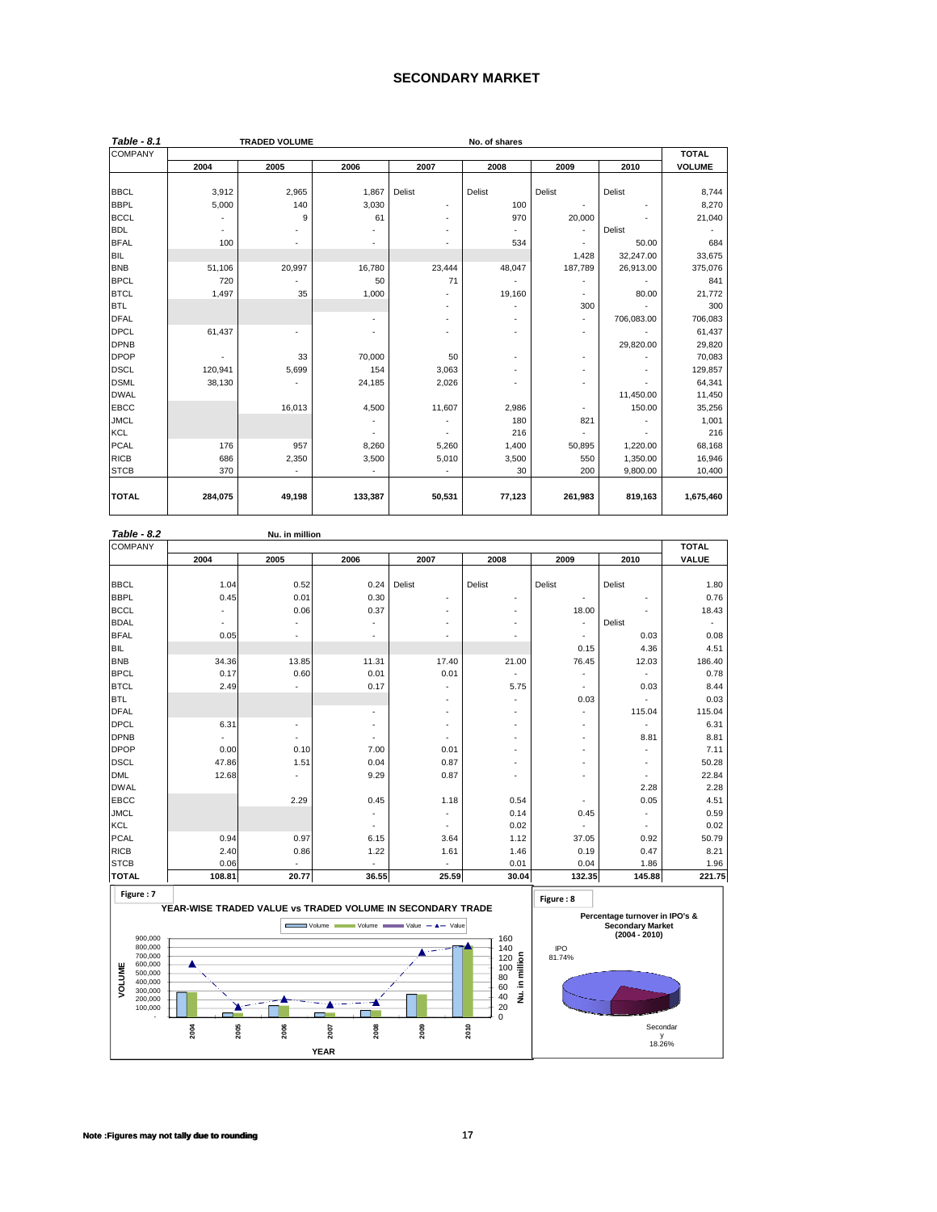## SECONDARY MARKET

**Table - 8.1** TRADED VOLUME — No. of shares

| COMPANY | 2004 | 2005 | 2006 | 2007 | 2008 | 2009 | 2010 | TOTAL VOLUME |
|---|---|---|---|---|---|---|---|---|
| BBCL | 3,912 | 2,965 | 1,867 | Delist | Delist | Delist | Delist | 8,744 |
| BBPL | 5,000 | 140 | 3,030 | - | 100 | - | - | 8,270 |
| BCCL | - | 9 | 61 | - | 970 | 20,000 | - | 21,040 |
| BDL | - | - | - | - | - | - | Delist | - |
| BFAL | 100 | - | - | - | 534 | - | 50.00 | 684 |
| BIL | | | | | | 1,428 | 32,247.00 | 33,675 |
| BNB | 51,106 | 20,997 | 16,780 | 23,444 | 48,047 | 187,789 | 26,913.00 | 375,076 |
| BPCL | 720 | - | 50 | 71 | - | - | - | 841 |
| BTCL | 1,497 | 35 | 1,000 | - | 19,160 | - | 80.00 | 21,772 |
| BTL | | | | - | - | 300 | - | 300 |
| DFAL | | | - | - | - | - | 706,083.00 | 706,083 |
| DPCL | 61,437 | - | - | - | - | - | - | 61,437 |
| DPNB | | | | | | | 29,820.00 | 29,820 |
| DPOP | - | 33 | 70,000 | 50 | - | - | - | 70,083 |
| DSCL | 120,941 | 5,699 | 154 | 3,063 | - | - | - | 129,857 |
| DSML | 38,130 | - | 24,185 | 2,026 | - | - | - | 64,341 |
| DWAL | | | | | | | 11,450.00 | 11,450 |
| EBCC | | 16,013 | 4,500 | 11,607 | 2,986 | - | 150.00 | 35,256 |
| JMCL | | | - | - | 180 | 821 | - | 1,001 |
| KCL | | | - | - | 216 | - | - | 216 |
| PCAL | 176 | 957 | 8,260 | 5,260 | 1,400 | 50,895 | 1,220.00 | 68,168 |
| RICB | 686 | 2,350 | 3,500 | 5,010 | 3,500 | 550 | 1,350.00 | 16,946 |
| STCB | 370 | - | - | - | 30 | 200 | 9,800.00 | 10,400 |
| **TOTAL** | **284,075** | **49,198** | **133,387** | **50,531** | **77,123** | **261,983** | **819,163** | **1,675,460** |

**Table - 8.2** Nu. in million

| COMPANY | 2004 | 2005 | 2006 | 2007 | 2008 | 2009 | 2010 | TOTAL VALUE |
|---|---|---|---|---|---|---|---|---|
| BBCL | 1.04 | 0.52 | 0.24 | Delist | Delist | Delist | Delist | 1.80 |
| BBPL | 0.45 | 0.01 | 0.30 | - | - | - | - | 0.76 |
| BCCL | - | 0.06 | 0.37 | - | - | 18.00 | - | 18.43 |
| BDAL | - | - | - | - | - | - | Delist | - |
| BFAL | 0.05 | - | - | - | - | - | 0.03 | 0.08 |
| BIL | | | | | | 0.15 | 4.36 | 4.51 |
| BNB | 34.36 | 13.85 | 11.31 | 17.40 | 21.00 | 76.45 | 12.03 | 186.40 |
| BPCL | 0.17 | 0.60 | 0.01 | 0.01 | - | - | - | 0.78 |
| BTCL | 2.49 | - | 0.17 | - | 5.75 | - | 0.03 | 8.44 |
| BTL | | | | - | - | 0.03 | - | 0.03 |
| DFAL | | | - | - | - | - | 115.04 | 115.04 |
| DPCL | 6.31 | - | - | - | - | - | - | 6.31 |
| DPNB | - | - | - | - | - | - | 8.81 | 8.81 |
| DPOP | 0.00 | 0.10 | 7.00 | 0.01 | - | - | - | 7.11 |
| DSCL | 47.86 | 1.51 | 0.04 | 0.87 | - | - | - | 50.28 |
| DML | 12.68 | - | 9.29 | 0.87 | - | - | - | 22.84 |
| DWAL | | | | | | | 2.28 | 2.28 |
| EBCC | | 2.29 | 0.45 | 1.18 | 0.54 | - | 0.05 | 4.51 |
| JMCL | | | - | - | 0.14 | 0.45 | - | 0.59 |
| KCL | | | - | - | 0.02 | - | - | 0.02 |
| PCAL | 0.94 | 0.97 | 6.15 | 3.64 | 1.12 | 37.05 | 0.92 | 50.79 |
| RICB | 2.40 | 0.86 | 1.22 | 1.61 | 1.46 | 0.19 | 0.47 | 8.21 |
| STCB | 0.06 | - | - | - | 0.01 | 0.04 | 1.86 | 1.96 |
| **TOTAL** | **108.81** | **20.77** | **36.55** | **25.59** | **30.04** | **132.35** | **145.88** | **221.75** |

**Figure : 7**

YEAR-WISE TRADED VALUE vs TRADED VOLUME IN SECONDARY TRADE

**Figure : 8**

Percentage turnover in IPO's & Secondary Market (2004 - 2010)

IPO 81.74%

Secondary 18.26%

**Note :Figures may not tally due to rounding**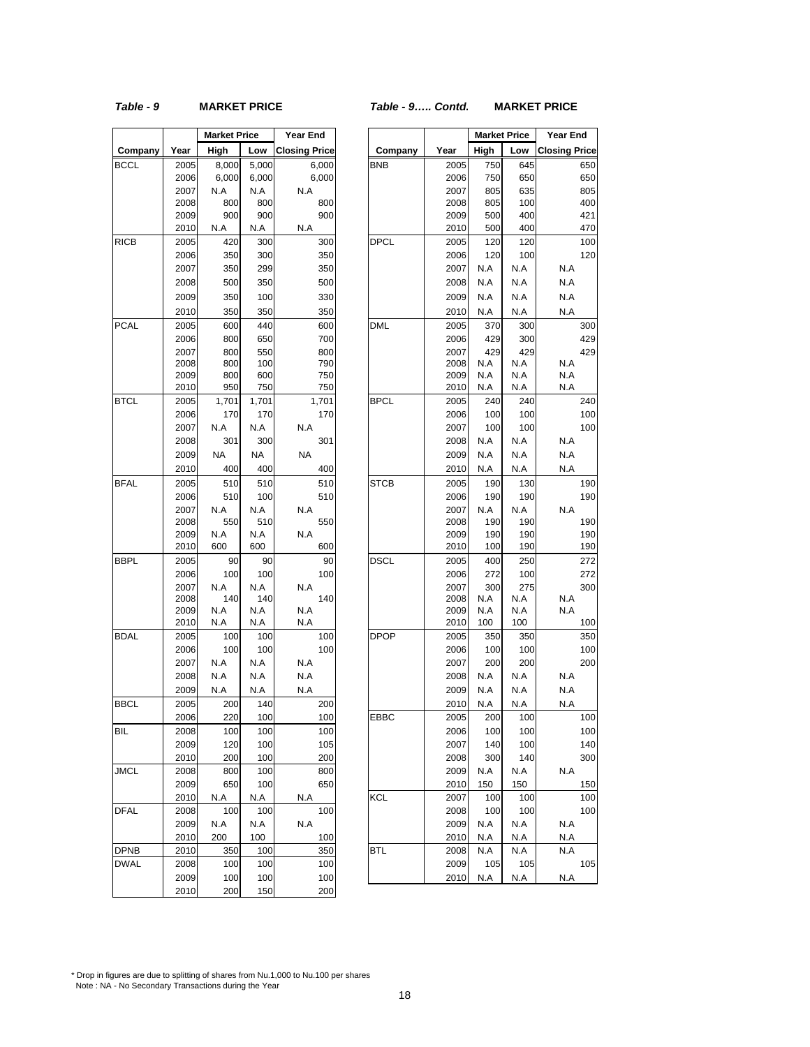*Table - 9* **MARKET PRICE**

| Company | Year | Market Price High | Market Price Low | Year End Closing Price |
|---|---|---|---|---|
| BCCL | 2005 | 8,000 | 5,000 | 6,000 |
| | 2006 | 6,000 | 6,000 | 6,000 |
| | 2007 | N.A | N.A | N.A |
| | 2008 | 800 | 800 | 800 |
| | 2009 | 900 | 900 | 900 |
| | 2010 | N.A | N.A | N.A |
| RICB | 2005 | 420 | 300 | 300 |
| | 2006 | 350 | 300 | 350 |
| | 2007 | 350 | 299 | 350 |
| | 2008 | 500 | 350 | 500 |
| | 2009 | 350 | 100 | 330 |
| | 2010 | 350 | 350 | 350 |
| PCAL | 2005 | 600 | 440 | 600 |
| | 2006 | 800 | 650 | 700 |
| | 2007 | 800 | 550 | 800 |
| | 2008 | 800 | 100 | 790 |
| | 2009 | 800 | 600 | 750 |
| | 2010 | 950 | 750 | 750 |
| BTCL | 2005 | 1,701 | 1,701 | 1,701 |
| | 2006 | 170 | 170 | 170 |
| | 2007 | N.A | N.A | N.A |
| | 2008 | 301 | 300 | 301 |
| | 2009 | NA | NA | NA |
| | 2010 | 400 | 400 | 400 |
| BFAL | 2005 | 510 | 510 | 510 |
| | 2006 | 510 | 100 | 510 |
| | 2007 | N.A | N.A | N.A |
| | 2008 | 550 | 510 | 550 |
| | 2009 | N.A | N.A | N.A |
| | 2010 | 600 | 600 | 600 |
| BBPL | 2005 | 90 | 90 | 90 |
| | 2006 | 100 | 100 | 100 |
| | 2007 | N.A | N.A | N.A |
| | 2008 | 140 | 140 | 140 |
| | 2009 | N.A | N.A | N.A |
| | 2010 | N.A | N.A | N.A |
| BDAL | 2005 | 100 | 100 | 100 |
| | 2006 | 100 | 100 | 100 |
| | 2007 | N.A | N.A | N.A |
| | 2008 | N.A | N.A | N.A |
| | 2009 | N.A | N.A | N.A |
| BBCL | 2005 | 200 | 140 | 200 |
| | 2006 | 220 | 100 | 100 |
| BIL | 2008 | 100 | 100 | 100 |
| | 2009 | 120 | 100 | 105 |
| | 2010 | 200 | 100 | 200 |
| JMCL | 2008 | 800 | 100 | 800 |
| | 2009 | 650 | 100 | 650 |
| | 2010 | N.A | N.A | N.A |
| DFAL | 2008 | 100 | 100 | 100 |
| | 2009 | N.A | N.A | N.A |
| | 2010 | 200 | 100 | 100 |
| DPNB | 2010 | 350 | 100 | 350 |
| DWAL | 2008 | 100 | 100 | 100 |
| | 2009 | 100 | 100 | 100 |
| | 2010 | 200 | 150 | 200 |

*Table - 9….. Contd.* **MARKET PRICE**

| Company | Year | Market Price High | Market Price Low | Year End Closing Price |
|---|---|---|---|---|
| BNB | 2005 | 750 | 645 | 650 |
| | 2006 | 750 | 650 | 650 |
| | 2007 | 805 | 635 | 805 |
| | 2008 | 805 | 100 | 400 |
| | 2009 | 500 | 400 | 421 |
| | 2010 | 500 | 400 | 470 |
| DPCL | 2005 | 120 | 120 | 100 |
| | 2006 | 120 | 100 | 120 |
| | 2007 | N.A | N.A | N.A |
| | 2008 | N.A | N.A | N.A |
| | 2009 | N.A | N.A | N.A |
| | 2010 | N.A | N.A | N.A |
| DML | 2005 | 370 | 300 | 300 |
| | 2006 | 429 | 300 | 429 |
| | 2007 | 429 | 429 | 429 |
| | 2008 | N.A | N.A | N.A |
| | 2009 | N.A | N.A | N.A |
| | 2010 | N.A | N.A | N.A |
| BPCL | 2005 | 240 | 240 | 240 |
| | 2006 | 100 | 100 | 100 |
| | 2007 | 100 | 100 | 100 |
| | 2008 | N.A | N.A | N.A |
| | 2009 | N.A | N.A | N.A |
| | 2010 | N.A | N.A | N.A |
| STCB | 2005 | 190 | 130 | 190 |
| | 2006 | 190 | 190 | 190 |
| | 2007 | N.A | N.A | N.A |
| | 2008 | 190 | 190 | 190 |
| | 2009 | 190 | 190 | 190 |
| | 2010 | 100 | 190 | 190 |
| DSCL | 2005 | 400 | 250 | 272 |
| | 2006 | 272 | 100 | 272 |
| | 2007 | 300 | 275 | 300 |
| | 2008 | N.A | N.A | N.A |
| | 2009 | N.A | N.A | N.A |
| | 2010 | 100 | 100 | 100 |
| DPOP | 2005 | 350 | 350 | 350 |
| | 2006 | 100 | 100 | 100 |
| | 2007 | 200 | 200 | 200 |
| | 2008 | N.A | N.A | N.A |
| | 2009 | N.A | N.A | N.A |
| | 2010 | N.A | N.A | N.A |
| EBBC | 2005 | 200 | 100 | 100 |
| | 2006 | 100 | 100 | 100 |
| | 2007 | 140 | 100 | 140 |
| | 2008 | 300 | 140 | 300 |
| | 2009 | N.A | N.A | N.A |
| | 2010 | 150 | 150 | 150 |
| KCL | 2007 | 100 | 100 | 100 |
| | 2008 | 100 | 100 | 100 |
| | 2009 | N.A | N.A | N.A |
| | 2010 | N.A | N.A | N.A |
| BTL | 2008 | N.A | N.A | N.A |
| | 2009 | 105 | 105 | 105 |
| | 2010 | N.A | N.A | N.A |

* Drop in figures are due to splitting of shares from Nu.1,000 to Nu.100 per shares
Note : NA - No Secondary Transactions during the Year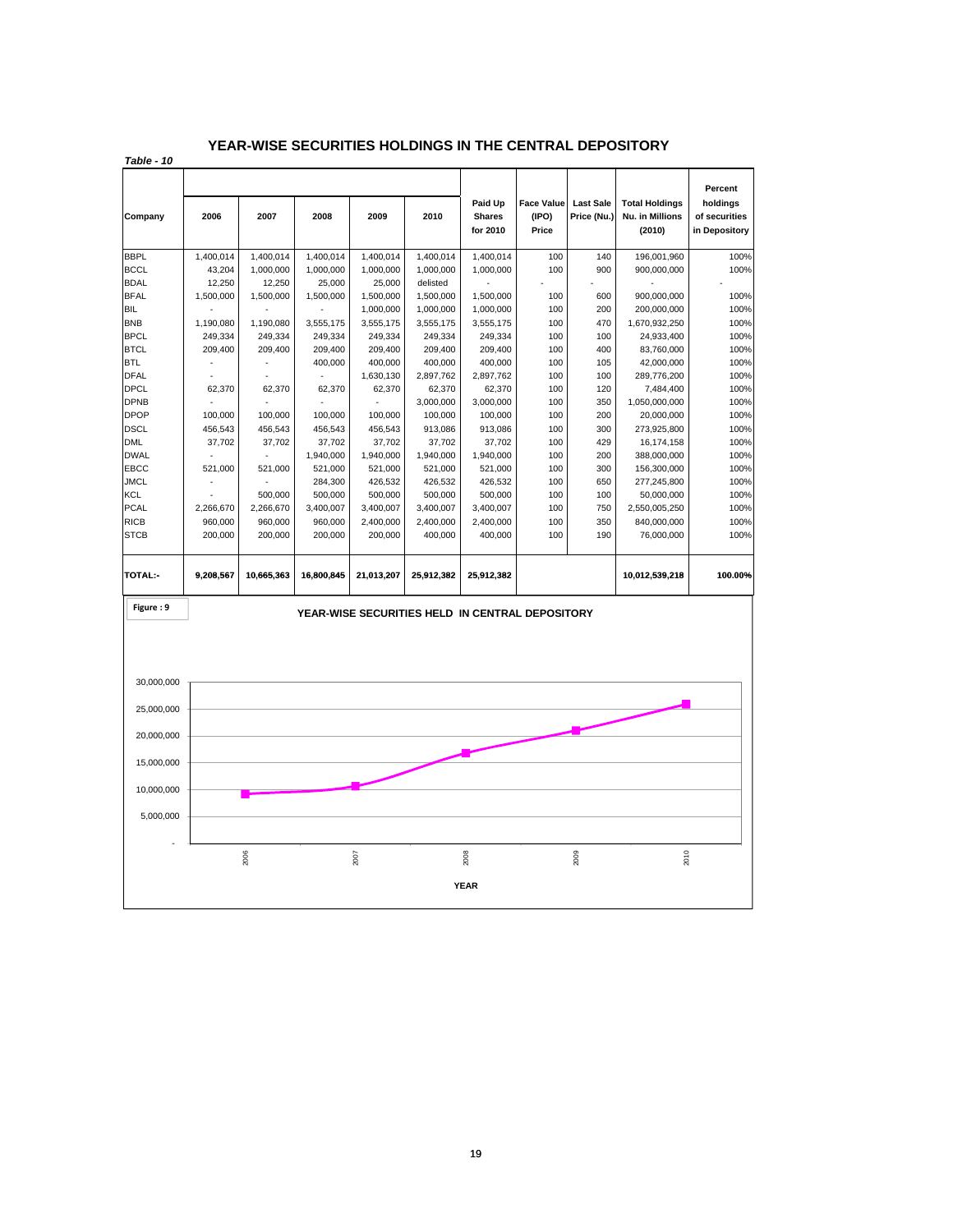# YEAR-WISE SECURITIES HOLDINGS IN THE CENTRAL DEPOSITORY

***Table - 10***

| Company | 2006 | 2007 | 2008 | 2009 | 2010 | Paid Up Shares for 2010 | Face Value (IPO) Price | Last Sale Price (Nu.) | Total Holdings Nu. in Millions (2010) | Percent holdings of securities in Depository |
|---|---|---|---|---|---|---|---|---|---|---|
| BBPL | 1,400,014 | 1,400,014 | 1,400,014 | 1,400,014 | 1,400,014 | 1,400,014 | 100 | 140 | 196,001,960 | 100% |
| BCCL | 43,204 | 1,000,000 | 1,000,000 | 1,000,000 | 1,000,000 | 1,000,000 | 100 | 900 | 900,000,000 | 100% |
| BDAL | 12,250 | 12,250 | 25,000 | 25,000 | delisted | - | - | - | - | - |
| BFAL | 1,500,000 | 1,500,000 | 1,500,000 | 1,500,000 | 1,500,000 | 1,500,000 | 100 | 600 | 900,000,000 | 100% |
| BIL | - | - | - | 1,000,000 | 1,000,000 | 1,000,000 | 100 | 200 | 200,000,000 | 100% |
| BNB | 1,190,080 | 1,190,080 | 3,555,175 | 3,555,175 | 3,555,175 | 3,555,175 | 100 | 470 | 1,670,932,250 | 100% |
| BPCL | 249,334 | 249,334 | 249,334 | 249,334 | 249,334 | 249,334 | 100 | 100 | 24,933,400 | 100% |
| BTCL | 209,400 | 209,400 | 209,400 | 209,400 | 209,400 | 209,400 | 100 | 400 | 83,760,000 | 100% |
| BTL | - | - | 400,000 | 400,000 | 400,000 | 400,000 | 100 | 105 | 42,000,000 | 100% |
| DFAL | - | - | - | 1,630,130 | 2,897,762 | 2,897,762 | 100 | 100 | 289,776,200 | 100% |
| DPCL | 62,370 | 62,370 | 62,370 | 62,370 | 62,370 | 62,370 | 100 | 120 | 7,484,400 | 100% |
| DPNB | - | - | - | - | 3,000,000 | 3,000,000 | 100 | 350 | 1,050,000,000 | 100% |
| DPOP | 100,000 | 100,000 | 100,000 | 100,000 | 100,000 | 100,000 | 100 | 200 | 20,000,000 | 100% |
| DSCL | 456,543 | 456,543 | 456,543 | 456,543 | 913,086 | 913,086 | 100 | 300 | 273,925,800 | 100% |
| DML | 37,702 | 37,702 | 37,702 | 37,702 | 37,702 | 37,702 | 100 | 429 | 16,174,158 | 100% |
| DWAL | - | - | 1,940,000 | 1,940,000 | 1,940,000 | 1,940,000 | 100 | 200 | 388,000,000 | 100% |
| EBCC | 521,000 | 521,000 | 521,000 | 521,000 | 521,000 | 521,000 | 100 | 300 | 156,300,000 | 100% |
| JMCL | - | - | 284,300 | 426,532 | 426,532 | 426,532 | 100 | 650 | 277,245,800 | 100% |
| KCL | - | 500,000 | 500,000 | 500,000 | 500,000 | 500,000 | 100 | 100 | 50,000,000 | 100% |
| PCAL | 2,266,670 | 2,266,670 | 3,400,007 | 3,400,007 | 3,400,007 | 3,400,007 | 100 | 750 | 2,550,005,250 | 100% |
| RICB | 960,000 | 960,000 | 960,000 | 2,400,000 | 2,400,000 | 2,400,000 | 100 | 350 | 840,000,000 | 100% |
| STCB | 200,000 | 200,000 | 200,000 | 200,000 | 400,000 | 400,000 | 100 | 190 | 76,000,000 | 100% |
| **TOTAL:-** | **9,208,567** | **10,665,363** | **16,800,845** | **21,013,207** | **25,912,382** | **25,912,382** | | | **10,012,539,218** | **100.00%** |

**Figure : 9**

**YEAR-WISE SECURITIES HELD IN CENTRAL DEPOSITORY**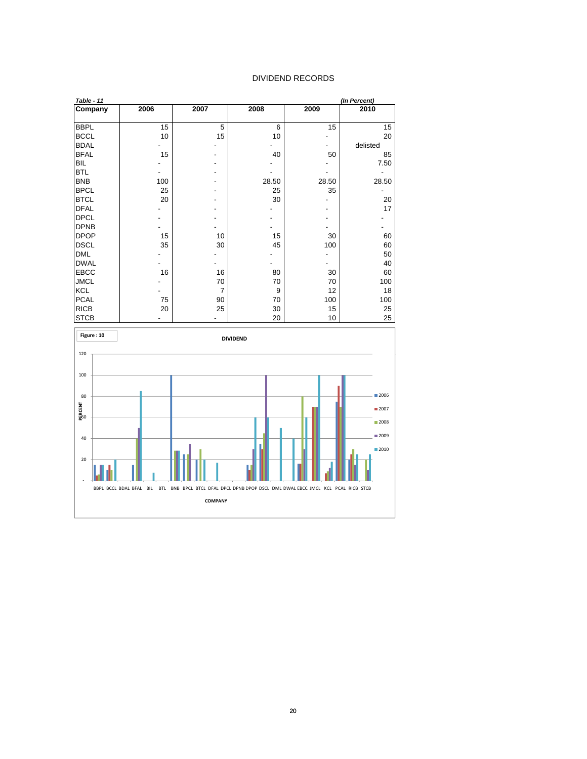## DIVIDEND RECORDS

*Table - 11* *(In Percent)*

| Company | 2006 | 2007 | 2008 | 2009 | 2010 |
|---|---|---|---|---|---|
| BBPL | 15 | 5 | 6 | 15 | 15 |
| BCCL | 10 | 15 | 10 | - | 20 |
| BDAL | - | - | - | - | delisted |
| BFAL | 15 | - | 40 | 50 | 85 |
| BIL | - | - | - | - | 7.50 |
| BTL | - | - | - | - | - |
| BNB | 100 | - | 28.50 | 28.50 | 28.50 |
| BPCL | 25 | - | 25 | 35 | - |
| BTCL | 20 | - | 30 | - | 20 |
| DFAL | - | - | - | - | 17 |
| DPCL | - | - | - | - | - |
| DPNB | - | - | - | - | - |
| DPOP | 15 | 10 | 15 | 30 | 60 |
| DSCL | 35 | 30 | 45 | 100 | 60 |
| DML | - | - | - | - | 50 |
| DWAL | - | - | - | - | 40 |
| EBCC | 16 | 16 | 80 | 30 | 60 |
| JMCL | - | 70 | 70 | 70 | 100 |
| KCL | - | 7 | 9 | 12 | 18 |
| PCAL | 75 | 90 | 70 | 100 | 100 |
| RICB | 20 | 25 | 30 | 15 | 25 |
| STCB | - | - | 20 | 10 | 25 |

**Figure : 10**

**DIVIDEND**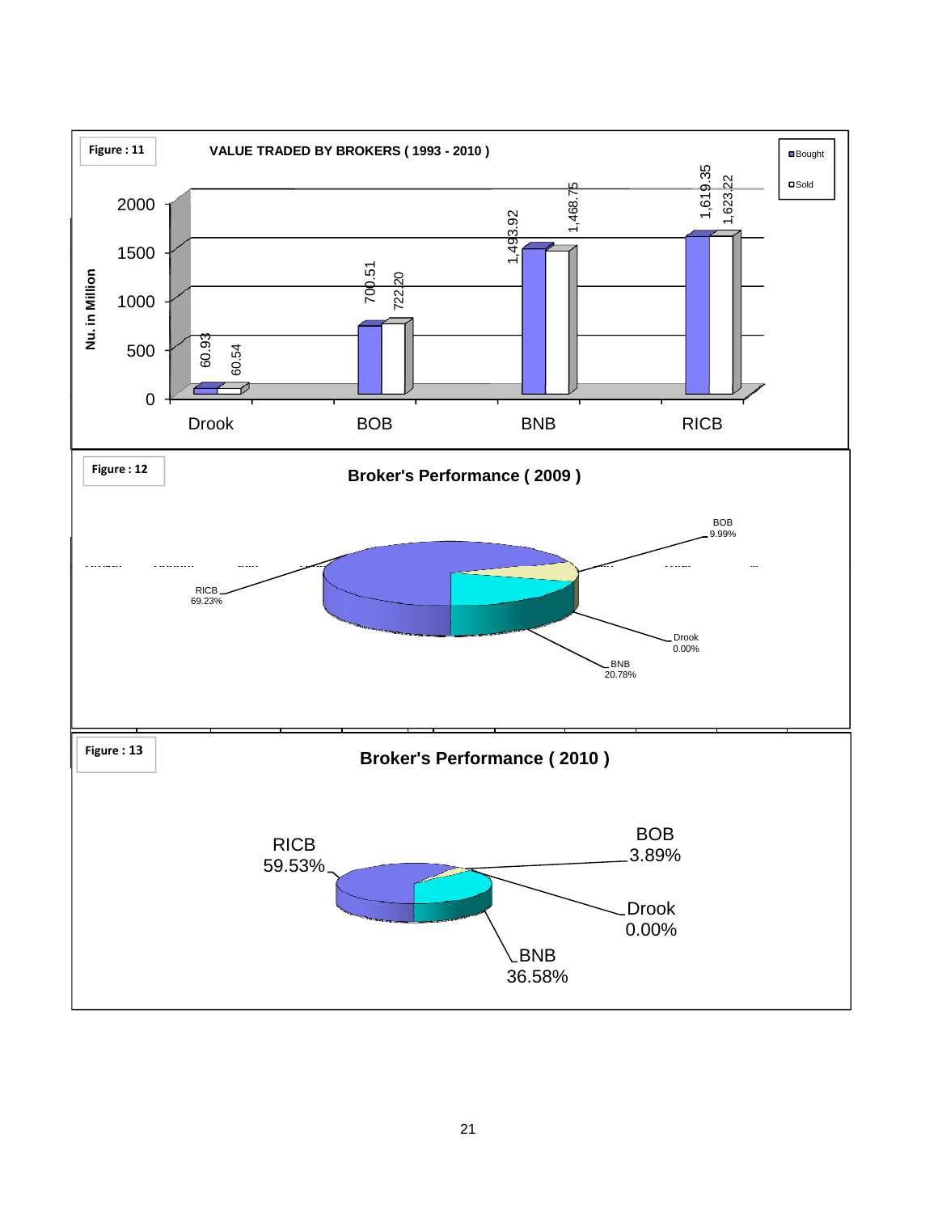**Figure : 11**

**VALUE TRADED BY BROKERS ( 1993 - 2010 )**

| Broker | Bought (Nu. in Million) | Sold (Nu. in Million) |
|---|---|---|
| Drook | 60.93 | 60.54 |
| BOB | 700.51 | 722.20 |
| BNB | 1,493.92 | 1,468.75 |
| RICB | 1,619.35 | 1,623.22 |

**Figure : 12**

**Broker's Performance ( 2009 )**

| Broker | Share |
|---|---|
| RICB | 69.23% |
| BOB | 9.99% |
| Drook | 0.00% |
| BNB | 20.78% |

**Figure : 13**

**Broker's Performance ( 2010 )**

| Broker | Share |
|---|---|
| RICB | 59.53% |
| BOB | 3.89% |
| Drook | 0.00% |
| BNB | 36.58% |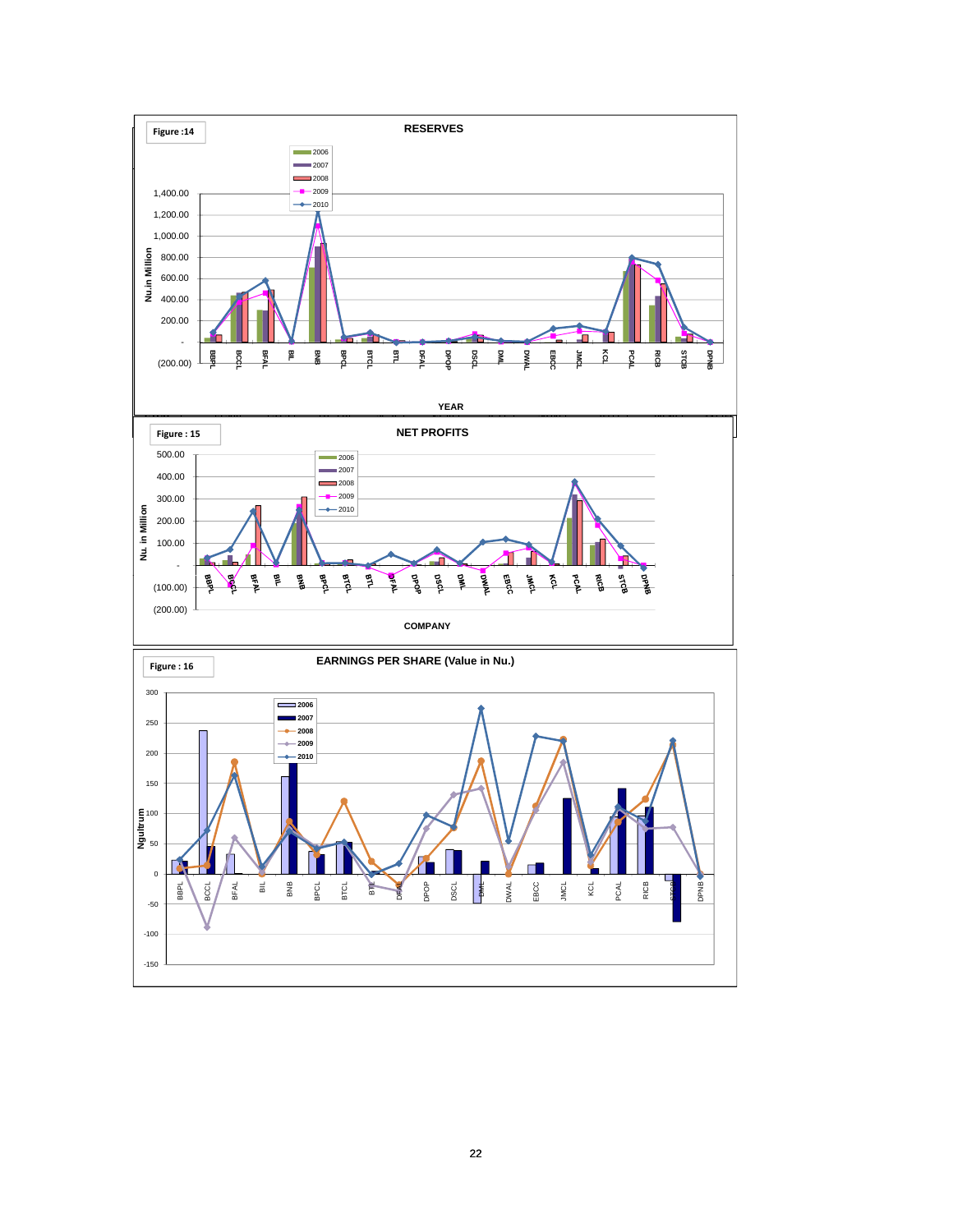Figure :14

RESERVES

Figure : 15

NET PROFITS

Figure : 16

EARNINGS PER SHARE (Value in Nu.)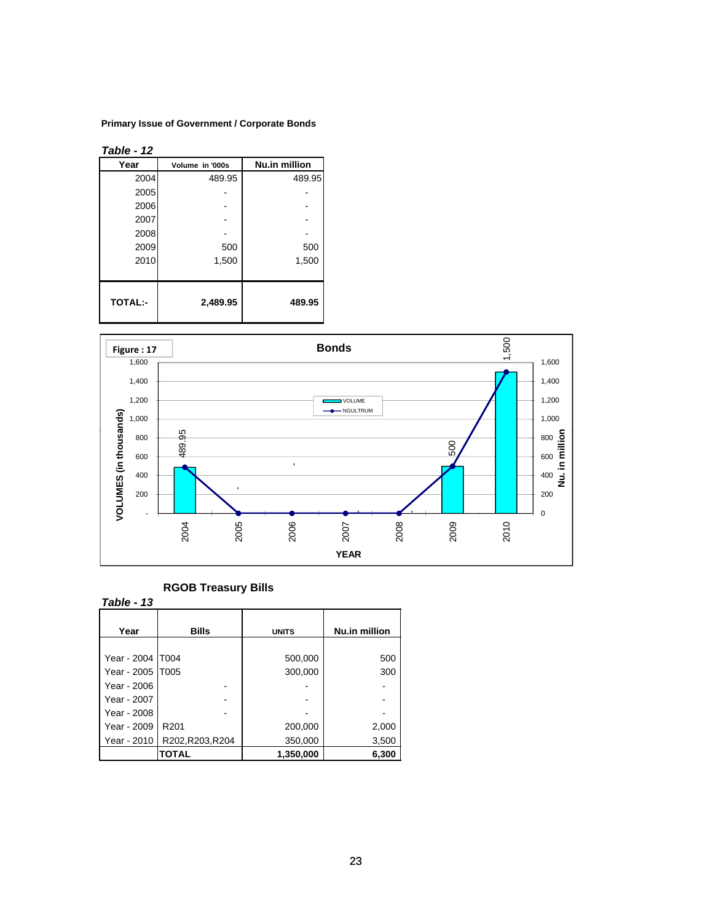**Primary Issue of Government / Corporate Bonds**

*Table - 12*

| Year | Volume in '000s | Nu.in million |
|---|---|---|
| 2004 | 489.95 | 489.95 |
| 2005 | - | - |
| 2006 | - | - |
| 2007 | - | - |
| 2008 | - | - |
| 2009 | 500 | 500 |
| 2010 | 1,500 | 1,500 |
| **TOTAL:-** | **2,489.95** | **489.95** |

Figure : 17

**Bonds**

**RGOB Treasury Bills**

*Table - 13*

| Year | Bills | UNITS | Nu.in million |
|---|---|---|---|
| Year - 2004 | T004 | 500,000 | 500 |
| Year - 2005 | T005 | 300,000 | 300 |
| Year - 2006 | - | - | - |
| Year - 2007 | - | - | - |
| Year - 2008 | - | - | - |
| Year - 2009 | R201 | 200,000 | 2,000 |
| Year - 2010 | R202,R203,R204 | 350,000 | 3,500 |
| | **TOTAL** | **1,350,000** | **6,300** |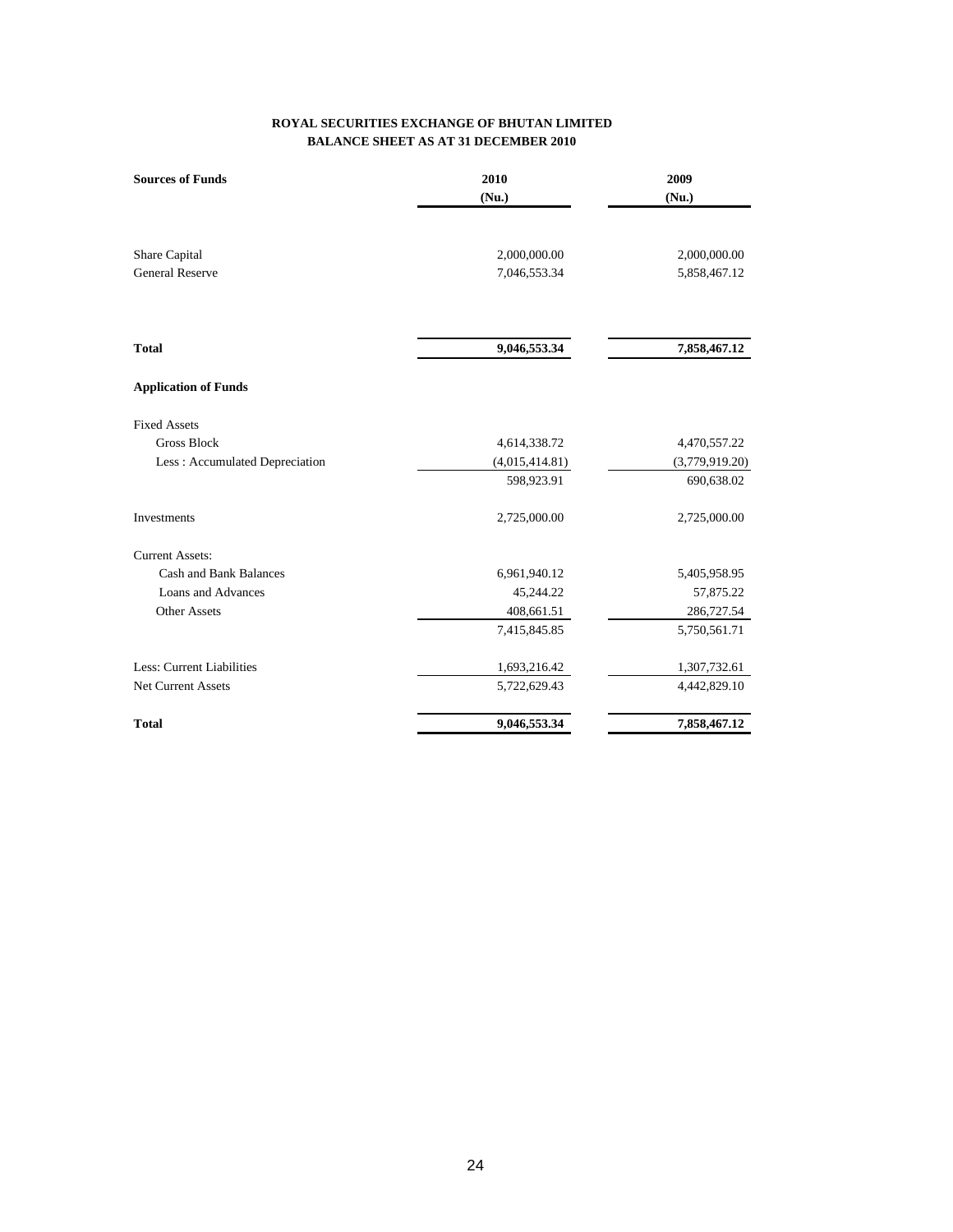**ROYAL SECURITIES EXCHANGE OF BHUTAN LIMITED**
**BALANCE SHEET AS AT 31 DECEMBER 2010**

| **Sources of Funds** | **2010 (Nu.)** | **2009 (Nu.)** |
|---|---|---|
| Share Capital | 2,000,000.00 | 2,000,000.00 |
| General Reserve | 7,046,553.34 | 5,858,467.12 |
| **Total** | **9,046,553.34** | **7,858,467.12** |
| **Application of Funds** | | |
| Fixed Assets | | |
| Gross Block | 4,614,338.72 | 4,470,557.22 |
| Less : Accumulated Depreciation | (4,015,414.81) | (3,779,919.20) |
| | 598,923.91 | 690,638.02 |
| Investments | 2,725,000.00 | 2,725,000.00 |
| Current Assets: | | |
| Cash and Bank Balances | 6,961,940.12 | 5,405,958.95 |
| Loans and Advances | 45,244.22 | 57,875.22 |
| Other Assets | 408,661.51 | 286,727.54 |
| | 7,415,845.85 | 5,750,561.71 |
| Less: Current Liabilities | 1,693,216.42 | 1,307,732.61 |
| Net Current Assets | 5,722,629.43 | 4,442,829.10 |
| **Total** | **9,046,553.34** | **7,858,467.12** |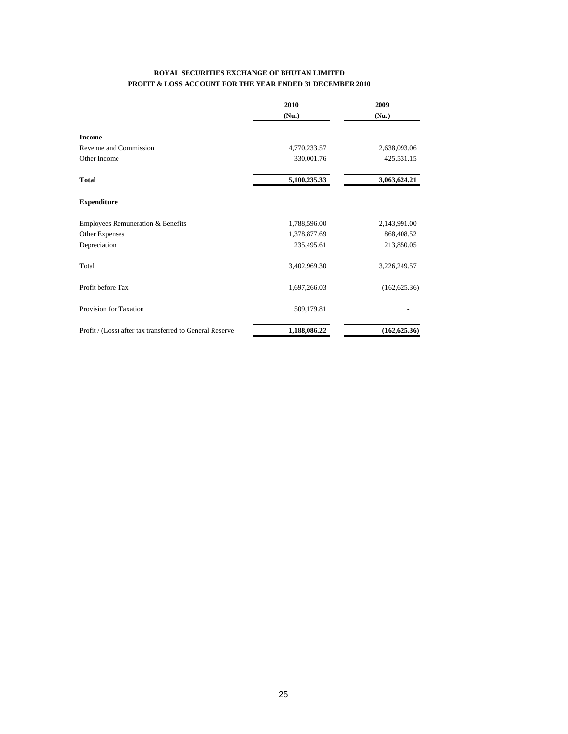# ROYAL SECURITIES EXCHANGE OF BHUTAN LIMITED

## PROFIT & LOSS ACCOUNT FOR THE YEAR ENDED 31 DECEMBER 2010

| | 2010 (Nu.) | 2009 (Nu.) |
|---|---|---|
| **Income** | | |
| Revenue and Commission | 4,770,233.57 | 2,638,093.06 |
| Other Income | 330,001.76 | 425,531.15 |
| **Total** | **5,100,235.33** | **3,063,624.21** |
| **Expenditure** | | |
| Employees Remuneration & Benefits | 1,788,596.00 | 2,143,991.00 |
| Other Expenses | 1,378,877.69 | 868,408.52 |
| Depreciation | 235,495.61 | 213,850.05 |
| Total | 3,402,969.30 | 3,226,249.57 |
| Profit before Tax | 1,697,266.03 | (162,625.36) |
| Provision for Taxation | 509,179.81 | - |
| Profit / (Loss) after tax transferred to General Reserve | **1,188,086.22** | **(162,625.36)** |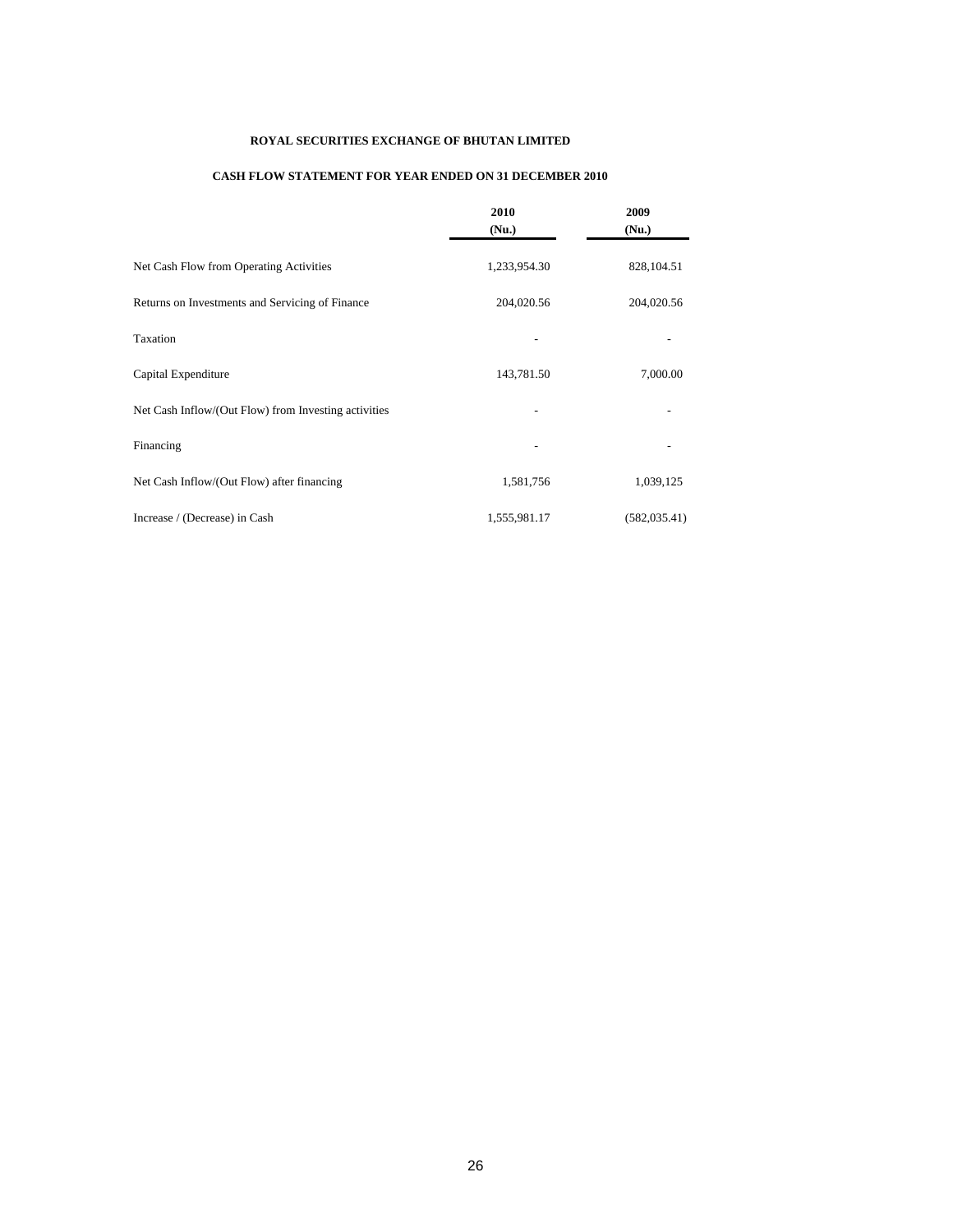**ROYAL SECURITIES EXCHANGE OF BHUTAN LIMITED**

**CASH FLOW STATEMENT FOR YEAR ENDED ON 31 DECEMBER 2010**

| | 2010 (Nu.) | 2009 (Nu.) |
|---|---|---|
| Net Cash Flow from Operating Activities | 1,233,954.30 | 828,104.51 |
| Returns on Investments and Servicing of Finance | 204,020.56 | 204,020.56 |
| Taxation | - | - |
| Capital Expenditure | 143,781.50 | 7,000.00 |
| Net Cash Inflow/(Out Flow) from Investing activities | - | - |
| Financing | - | - |
| Net Cash Inflow/(Out Flow) after financing | 1,581,756 | 1,039,125 |
| Increase / (Decrease) in Cash | 1,555,981.17 | (582,035.41) |